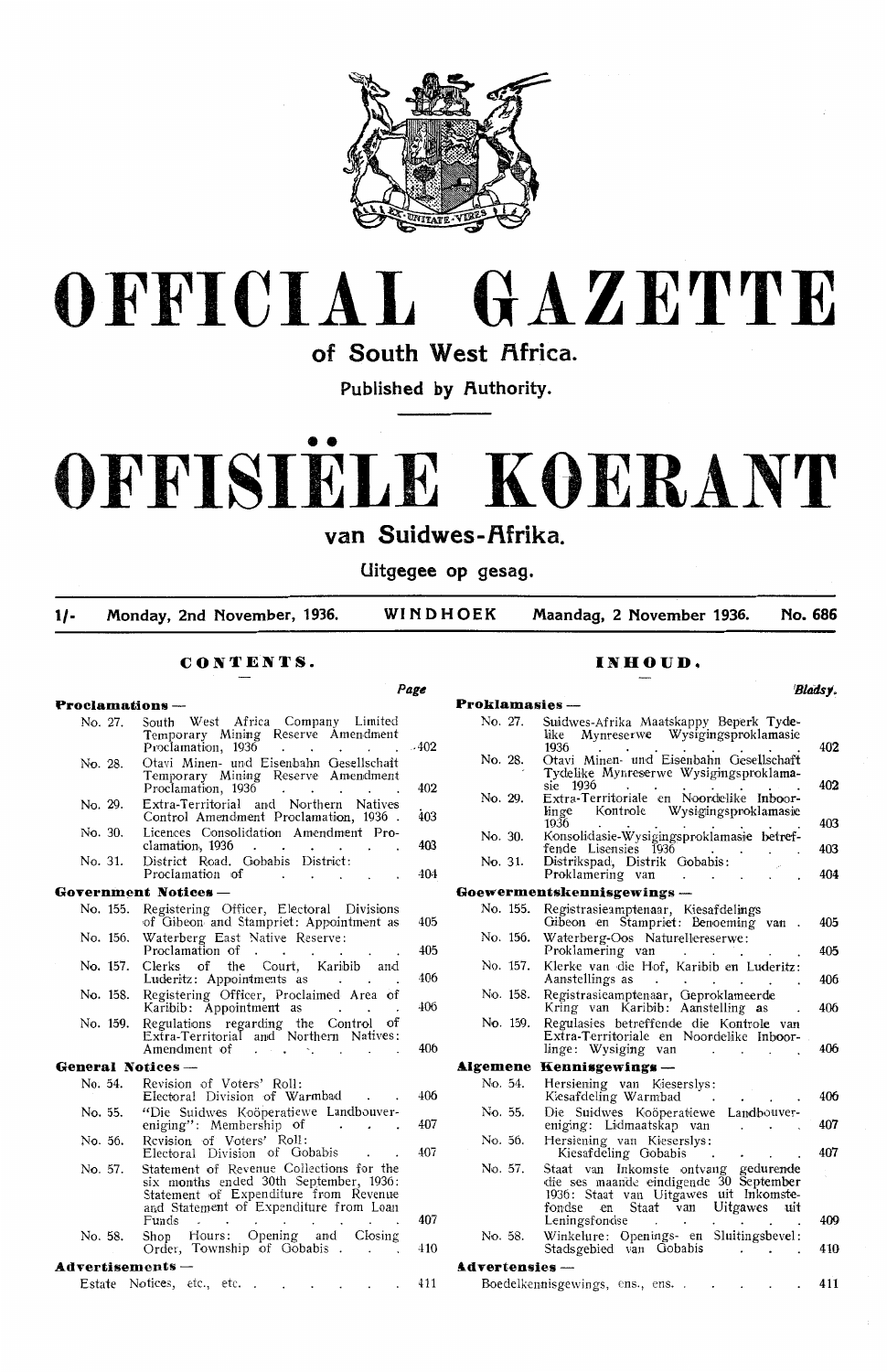# OFFICIAL GAZETTE

## of South West Africa.

Published by Authority.

# OFFISIËLE KOERANT

## van Suidwes-Afrika.

Uitgegee op gesag.

1/- Monday, 2nd November, 1936. WINDHOEK Maandag, 2 November 1936. No. 686

## CONTENTS.

| | | Page |
|---|---|---|
| **Proclamations —** | | |
| No. 27. | South West Africa Company Limited Temporary Mining Reserve Amendment Proclamation, 1936 | 402 |
| No. 28. | Otavi Minen- und Eisenbahn Gesellschaft Temporary Mining Reserve Amendment Proclamation, 1936 | 402 |
| No. 29. | Extra-Territorial and Northern Natives Control Amendment Proclamation, 1936 | 403 |
| No. 30. | Licences Consolidation Amendment Proclamation, 1936 | 403 |
| No. 31. | District Road, Gobabis District: Proclamation of | 404 |
| **Government Notices —** | | |
| No. 155. | Registering Officer, Electoral Divisions of Gibeon and Stampriet: Appointment as | 405 |
| No. 156. | Waterberg East Native Reserve: Proclamation of | 405 |
| No. 157. | Clerks of the Court, Karibib and Luderitz: Appointments as | 406 |
| No. 158. | Registering Officer, Proclaimed Area of Karibib: Appointment as | 406 |
| No. 159. | Regulations regarding the Control of Extra-Territorial and Northern Natives: Amendment of | 406 |
| **General Notices —** | | |
| No. 54. | Revision of Voters' Roll: Electoral Division of Warmbad | 406 |
| No. 55. | "Die Suidwes Koöperatiewe Landbouvereniging": Membership of | 407 |
| No. 56. | Revision of Voters' Roll: Electoral Division of Gobabis | 407 |
| No. 57. | Statement of Revenue Collections for the six months ended 30th September, 1936: Statement of Expenditure from Revenue and Statement of Expenditure from Loan Funds | 407 |
| No. 58. | Shop Hours: Opening and Closing Order, Township of Gobabis | 410 |
| **Advertisements —** | | |
| | Estate Notices, etc., etc. | 411 |

## INHOUD.

| | | Bladsy. |
|---|---|---|
| **Proklamasies —** | | |
| No. 27. | Suidwes-Afrika Maatskappy Beperk Tydelike Mynreserwe Wysigingsproklamasie 1936 | 402 |
| No. 28. | Otavi Minen- und Eisenbahn Gesellschaft Tydelike Mynreserwe Wysigingsproklamasie 1936 | 402 |
| No. 29. | Extra-Territoriale en Noordelike Inboorlinge Kontrole Wysigingsproklamasie 1936 | 403 |
| No. 30. | Konsolidasie-Wysigingsproklamasie betreffende Lisensies 1936 | 403 |
| No. 31. | Distrikspad, Distrik Gobabis: Proklamering van | 404 |
| **Goewermentskennisgewings —** | | |
| No. 155. | Registrasieamptenaar, Kiesafdelings Gibeon en Stampriet: Benoeming van | 405 |
| No. 156. | Waterberg-Oos Naturellereserwe: Proklamering van | 405 |
| No. 157. | Klerke van die Hof, Karibib en Luderitz: Aanstellings as | 406 |
| No. 158. | Registrasieamptenaar, Geproklameerde Kring van Karibib: Aanstelling as | 406 |
| No. 159. | Regulasies betreffende die Kontrole van Extra-Territoriale en Noordelike Inboorlinge: Wysiging van | 406 |
| **Algemene Kennisgewings —** | | |
| No. 54. | Hersiening van Kieserslys: Kiesafdeling Warmbad | 406 |
| No. 55. | Die Suidwes Koöperatiewe Landbouvereniging: Lidmaatskap van | 407 |
| No. 56. | Hersiening van Kieserslys: Kiesafdeling Gobabis | 407 |
| No. 57. | Staat van Inkomste ontvang gedurende die ses maande eindigende 30 September 1936: Staat van Uitgawes uit Inkomstefondse en Staat van Uitgawes uit Leningsfondse | 409 |
| No. 58. | Winkelure: Openings- en Sluitingsbevel: Stadsgebied van Gobabis | 410 |
| **Advertensies —** | | |
| | Boedelkennisgewings, ens., ens. | 411 |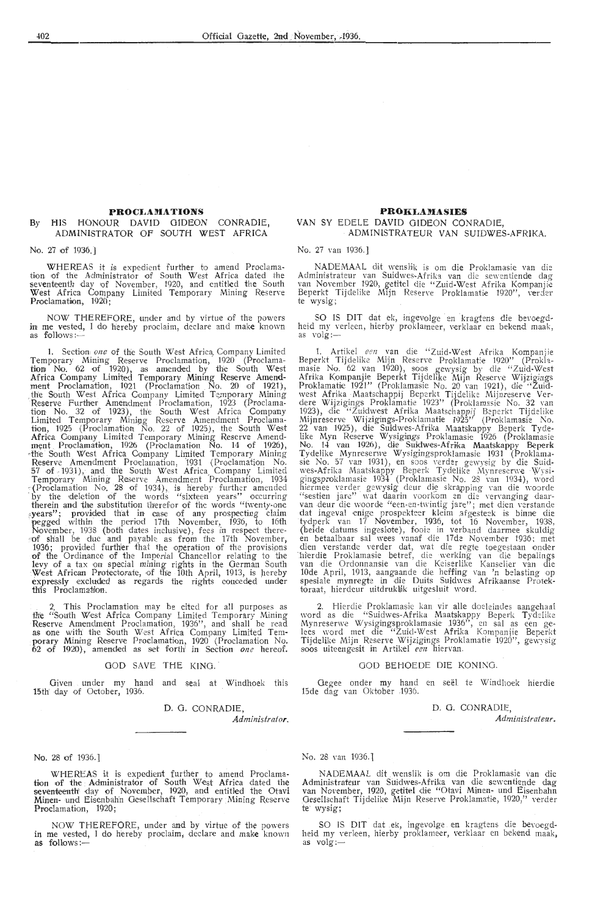## PROCLAMATIONS

By HIS HONOUR DAVID GIDEON CONRADIE, ADMINISTRATOR OF SOUTH WEST AFRICA

No. 27 of 1936.]

WHEREAS it is expedient further to amend Proclamation of the Administrator of South West Africa dated the seventeenth day of November, 1920, and entitled the South West Africa Company Limited Temporary Mining Reserve Proclamation, 1920;

NOW THEREFORE, under and by virtue of the powers in me vested, I do hereby proclaim, declare and make known as follows:—

1. Section *one* of the South West Africa Company Limited Temporary Mining Reserve Proclamation, 1920 (Proclamation No. 62 of 1920), as amended by the South West Africa Company Limited Temporary Mining Reserve Amendment Proclamation, 1921 (Proclamation No. 20 of 1921), the South West Africa Company Limited Temporary Mining Reserve Further Amendment Proclamation, 1923 (Proclamation No. 32 of 1923), the South West Africa Company Limited Temporary Mining Reserve Amendment Proclamation, 1925 (Proclamation No. 22 of 1925), the South West Africa Company Limited Temporary Mining Reserve Amendment Proclamation, 1926 (Proclamation No. 14 of 1926), the South West Africa Company Limited Temporary Mining Reserve Amendment Proclamation, 1931 (Proclamation No. 57 of 1931), and the South West Africa Company Limited Temporary Mining Reserve Amendment Proclamation, 1934 (Proclamation No. 28 of 1934), is hereby further amended by the deletion of the words "sixteen years" occurring therein and the substitution therefor of the words "twenty-one years"; provided that in case of any prospecting claim pegged within the period 17th November, 1936, to 16th November, 1938 (both dates inclusive), fees in respect thereof shall be due and payable as from the 17th November, 1936; provided further that the operation of the provisions of the Ordinance of the Imperial Chancellor relating to the levy of a tax on special mining rights in the German South West African Protectorate, of the 10th April, 1913, is hereby expressly excluded as regards the rights conceded under this Proclamation.

2. This Proclamation may be cited for all purposes as the "South West Africa Company Limited Temporary Mining Reserve Amendment Proclamation, 1936", and shall be read as one with the South West Africa Company Limited Temporary Mining Reserve Proclamation, 1920 (Proclamation No. 62 of 1920), amended as set forth in Section *one* hereof.

GOD SAVE THE KING.

Given under my hand and seal at Windhoek this 15th day of October, 1936.

D. G. CONRADIE,
*Administrator.*

---

No. 28 of 1936.]

WHEREAS it is expedient further to amend Proclamation of the Administrator of South West Africa dated the seventeenth day of November, 1920, and entitled the Otavi Minen- und Eisenbahn Gesellschaft Temporary Mining Reserve Proclamation, 1920;

NOW THEREFORE, under and by virtue of the powers in me vested, I do hereby proclaim, declare and make known as follows:—

## PROKLAMASIES

VAN SY EDELE DAVID GIDEON CONRADIE, ADMINISTRATEUR VAN SUIDWES-AFRIKA.

No. 27 van 1936.]

NADEMAAL dit wenslik is om die Proklamasie van die Administrateur van Suidwes-Afrika van die sewentiende dag van November 1920, getitel die "Zuid-West Afrika Kompanjie Beperkt Tijdelike Mijn Reserve Proklamatie 1920", verder te wysig;

SO IS DIT dat ek, ingevolge en kragtens die bevoegdheid my verleen, hierby proklameer, verklaar en bekend maak, as volg:—

1. Artikel *een* van die "Zuid-West Afrika Kompanjie Beperkt Tijdelike Mijn Reserve Proklamatie 1920" (Proklamasie No. 62 van 1920), soos gewysig by die "Zuid-West Afrika Kompanjie Beperkt Tijdelike Mijn Reserve Wijzigings Proklamatie 1921" (Proklamasie No. 20 van 1921), die "Zuidwest Afrika Maatschappij Beperkt Tijdelike Mijnreserve Verdere Wijzigings Proklamatie 1923" (Proklamasie No. 32 van 1923), die "Zuidwest Afrika Maatschappij Beperkt Tijdelike Mijnreserve Wijzigings-Proklamatie 1925" (Proklamasie No. 22 van 1925), die Suidwes-Afrika Maatskappy Beperk Tydelike Myn Reserve Wysigings Proklamasie 1926 (Proklamasie No. 14 van 1926), die Suidwes-Afrika Maatskappy Beperk Tydelike Mynreserwe Wysigingsproklamasie 1931 (Proklamasie No. 57 van 1931), en soos verder gewysig by die Suidwes-Afrika Maatskappy Beperk Tydelike Mynreserwe Wysigingsproklamasie 1934 (Proklamasie No. 28 van 1934), word hiermee verder gewysig deur die skrapping van die woorde "sestien jare" wat daarin voorkom en die vervanging daarvan deur die woorde "een-en-twintig jare"; met dien verstande dat ingeval enige prospekteer kleim afgesteek is binne die tydperk van 17 November, 1936, tot 16 November, 1938, (beide datums ingeslote), fooie in verband daarmee skuldig en betaalbaar sal wees vanaf die 17de November 1936; met dien verstande verder dat, wat die regte toegestaan onder hierdie Proklamasie betref, die werking van die bepalings van die Ordonnansie van die Keiserlike Kanselier van die 10de April, 1913, aangaande die heffing van 'n belasting op spesiale mynregte in die Duits Suidwes Afrikaanse Protektoraat, hierdeur uitdruklik uitgesluit word.

2. Hierdie Proklamasie kan vir alle doeleindes aangehaal word as die "Suidwes-Afrika Maatskappy Beperk Tydelike Mynreserwe Wysigingsproklamasie 1936", en sal as een gelees word met die "Zuid-West Afrika Kompanjie Beperkt Tijdelike Mijn Reserve Wijzigings Proklamatie 1920", gewysig soos uiteengesit in Artikel *een* hiervan.

GOD BEHOEDE DIE KONING.

Gegee onder my hand en seël te Windhoek hierdie 15de dag van Oktober 1936.

D. G. CONRADIE,
*Administrateur.*

---

No. 28 van 1936.]

NADEMAAL dit wenslik is om die Proklamasie van die Administrateur van Suidwes-Afrika van die sewentiende dag van November, 1920, getitel die "Otavi Minen- und Eisenbahn Gesellschaft Tijdelike Mijn Reserve Proklamatie, 1920," verder te wysig;

SO IS DIT dat ek, ingevolge en kragtens die bevoegdheid my verleen, hierby proklameer, verklaar en bekend maak, as volg:—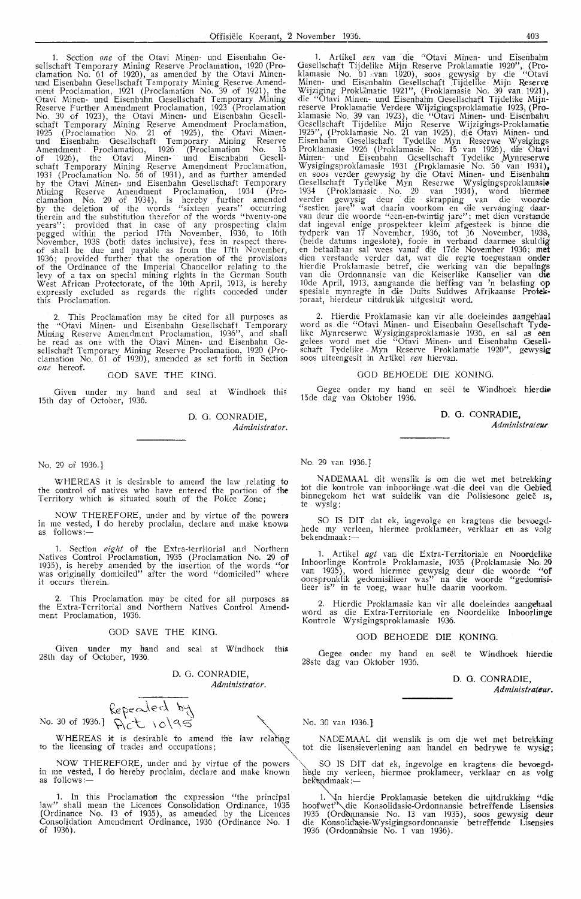1. Section *one* of the Otavi Minen- und Eisenbahn Gesellschaft Temporary Mining Reserve Proclamation, 1920 (Proclamation No. 61 of 1920), as amended by the Otavi Minen- und Eisenbahn Gesellschaft Temporary Mining Reserve Amendment Proclamation, 1921 (Proclamation No. 39 of 1921), the Otavi Minen- und Eisenbahn Gesellschaft Temporary Mining Reserve Further Amendment Proclamation, 1923 (Proclamation No. 39 of 1923), the Otavi Minen- und Eisenbahn Gesellschaft Temporary Mining Reserve Amendment Proclamation, 1925 (Proclamation No. 21 of 1925), the Otavi Minen- und Eisenbahn Gesellschaft Temporary Mining Reserve Amendment Proclamation, 1926 (Proclamation No. 15 of 1926), the Otavi Minen- und Eisenbahn Gesellschaft Temporary Mining Reserve Amendment Proclamation, 1931 (Proclamation No. 56 of 1931), and as further amended by the Otavi Minen- und Eisenbahn Gesellschaft Temporary Mining Reserve Amendment Proclamation, 1934 (Proclamation No. 29 of 1934), is hereby further amended by the deletion of the words "sixteen years" occurring therein and the substitution therefor of the words "twenty-one years"; provided that in case of any prospecting claim pegged within the period 17th November, 1936, to 16th November, 1938 (both dates inclusive), fees in respect thereof shall be due and payable as from the 17th November, 1936; provided further that the operation of the provisions of the Ordinance of the Imperial Chancellor relating to the levy of a tax on special mining rights in the German South West African Protectorate, of the 10th April, 1913, is hereby expressly excluded as regards the rights conceded under this Proclamation.

2. This Proclamation may be cited for all purposes as the "Otavi Minen- und Eisenbahn Gesellschaft Temporary Mining Reserve Amendment Proclamation, 1936", and shall be read as one with the Otavi Minen- und Eisenbahn Gesellschaft Temporary Mining Reserve Proclamation, 1920 (Proclamation No. 61 of 1920), amended as set forth in Section *one* hereof.

GOD SAVE THE KING.

Given under my hand and seal at Windhoek this 15th day of October, 1936.

D. G. CONRADIE,
*Administrator.*

1. Artikel *een* van die "Otavi Minen- und Eisenbahn Gesellschaft Tijdelike Mijn Reserve Proklamatie 1920", (Proklamasie No. 61 van 1920), soos gewysig by die "Otavi Minen- und Eisenbahn Gesellschaft Tijdelike Mijn Reserve Wijziging Proklamatie 1921", (Proklamasie No. 39 van 1921), die "Otavi Minen- und Eisenbahn Gesellschaft Tijdelike Mijnreserve Proklamatie Verdere Wijzigingsproklamatie 1923, (Proklamasie No. 39 van 1923), die "Otavi Minen- und Eisenbahn Gesellschaft Tijdelike Mijn Reserve Wijzigings-Proklamatie 1925", (Proklamasie No. 21 van 1925), die Otavi Minen- und Eisenbahn Gesellschaft Tydelike Myn Reserwe Wysigings Proklamasie 1926 (Proklamasie No. 15 van 1926), die Otavi Minen- und Eisenbahn Gesellschaft Tydelike Mynreserwe Wysigingsproklamasie 1931 (Proklamasie No. 56 van 1931), en soos verder gewysig by die Otavi Minen- und Eisenbahn Gesellschaft Tydelike Myn Reserwe Wysigingsproklamasie 1934 (Proklamasie No. 29 van 1934), word hiermee verder gewysig deur die skrapping van die woorde "sestien jare" wat daarin voorkom en die vervanging daarvan deur die woorde "een-en-twintig jare"; met dien verstande dat ingeval enige prospekteer kleim afgesteek is binne die tydperk van 17 November, 1936, tot 16 November, 1938, (beide datums ingesluit), fooie in verband daarmee skuldig en betaalbaar sal wees vanaf die 17de November 1936; met dien verstande verder dat, wat die regte toegestaan onder hierdie Proklamasie betref, die werking van die bepalings van die Ordonnansie van die Keiserlike Kanselier van die 10de April, 1913, aangaande die heffing van 'n belasting op spesiale mynregte in die Duits Suidwes Afrikaanse Protektoraat, hierdeur uitdruklik uitgesluit word.

2. Hierdie Proklamasie kan vir alle doeleindes aangehaal word as die "Otavi Minen- und Eisenbahn Gesellschaft Tydelike Mynreserwe Wysigingsproklamasie 1936, en sal as een gelees word met die "Otavi Minen- und Eisenbahn Gesellschaft Tydelike Myn Reserve Proklamatie 1920", gewysig soos uiteengesit in Artikel *een* hiervan.

GOD BEHOEDE DIE KONING.

Gegee onder my hand en seël te Windhoek hierdie 15de dag van Oktober 1936.

D. G. CONRADIE,
*Administrateur.*

No. 29 of 1936.]

WHEREAS it is desirable to amend the law relating to the control of natives who have entered the portion of the Territory which is situated south of the Police Zone;

NOW THEREFORE, under and by virtue of the powers in me vested, I do hereby proclaim, declare and make known as follows:—

1. Section *eight* of the Extra-territorial and Northern Natives Control Proclamation, 1935 (Proclamation No. 29 of 1935), is hereby amended by the insertion of the words "or was originally domiciled" after the word "domiciled" where it occurs therein.

2. This Proclamation may be cited for all purposes as the Extra-Territorial and Northern Natives Control Amendment Proclamation, 1936.

GOD SAVE THE KING.

Given under my hand and seal at Windhoek this 28th day of October, 1936.

D. G. CONRADIE,
*Administrator.*

No. 29 van 1936.]

NADEMAAL dit wenslik is om die wet met betrekking tot die kontrole van inboorlinge wat die deel van die Gebied binnegekom het wat suidelik van die Polisiesone geleë is, te wysig;

SO IS DIT dat ek, ingevolge en kragtens die bevoegdhede my verleen, hiermee proklameer, verklaar en as volg bekendmaak:—

1. Artikel *agt* van die Extra-Territoriale en Noordelike Inboorlinge Kontrole Proklamasie, 1935 (Proklamasie No. 29 van 1935), word hiermee gewysig deur die woorde "of oorspronklik gedomisilieer was" na die woorde "gedomisilieer is" in te voeg, waar hulle daarin voorkom.

2. Hierdie Proklamasie kan vir alle doeleindes aangehaal word as die Extra-Territoriale en Noordelike Inboorlinge Kontrole Wysigingsproklamasie 1936.

GOD BEHOEDE DIE KONING.

Gegee onder my hand en seël te Windhoek hierdie 28ste dag van Oktober 1936.

D. G. CONRADIE,
*Administrateur.*

No. 30 of 1936.] Repealed by Act 10/95

WHEREAS it is desirable to amend the law relating to the licensing of trades and occupations;

NOW THEREFORE, under and by virtue of the powers in me vested, I do hereby proclaim, declare and make known as follows:—

1. In this Proclamation the expression "the principal law" shall mean the Licences Consolidation Ordinance, 1935 (Ordinance No. 13 of 1935), as amended by the Licences Consolidation Amendment Ordinance, 1936 (Ordinance No. 1 of 1936).

No. 30 van 1936.]

NADEMAAL dit wenslik is om die wet met betrekking tot die lisensieverlening aan handel en bedrywe te wysig;

SO IS DIT dat ek, ingevolge en kragtens die bevoegdhede my verleen, hiermee proklameer, verklaar en as volg bekendmaak:—

1. In hierdie Proklamasie beteken die uitdrukking "die hoofwet" die Konsolidasie-Ordonnansie betreffende Lisensies 1935 (Ordonnansie No. 13 van 1935), soos gewysig deur die Konsolidasie-Wysigingsordonnansie betreffende Lisensies 1936 (Ordonnansie No. 1 van 1936).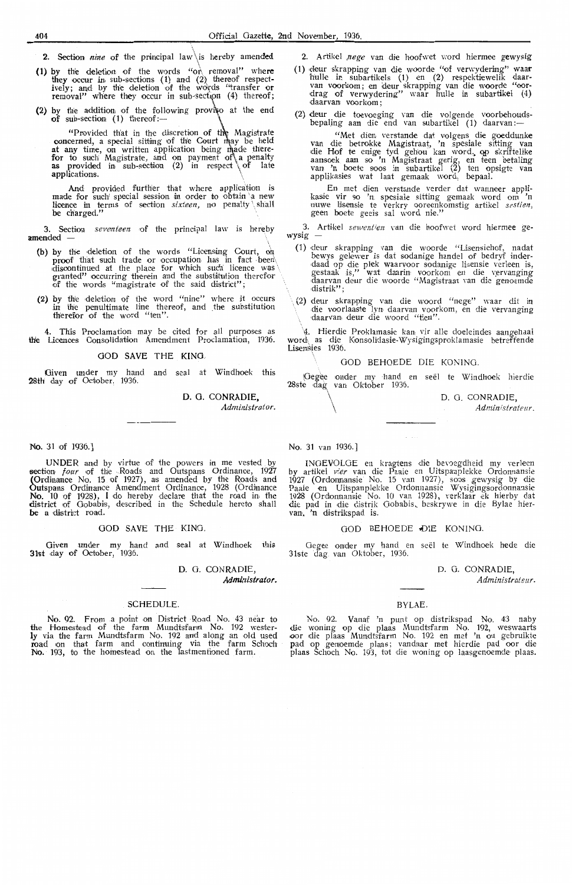2. Section *nine* of the principal law is hereby amended

(1) by the deletion of the words "or removal" where they occur in sub-sections (1) and (2) thereof respectively; and by the deletion of the words "transfer or removal" where they occur in sub-section (4) thereof;

(2) by the addition of the following proviso at the end of sub-section (1) thereof:—

"Provided that in the discretion of the Magistrate concerned, a special sitting of the Court may be held at any time, on written application being made therefor to such Magistrate, and on payment of a penalty as provided in sub-section (2) in respect of late applications.

And provided further that where application is made for such special session in order to obtain a new licence in terms of section *sixteen*, no penalty shall be charged."

3. Section *seventeen* of the principal law is hereby amended —

(b) by the deletion of the words "Licensing Court, on proof that such trade or occupation has in fact been discontinued at the place for which such licence was granted" occurring therein and the substitution therefor of the words "magistrate of the said district";

(2) by the deletion of the word "nine" where it occurs in the penultimate line thereof, and the substitution therefor of the word "ten".

4. This Proclamation may be cited for all purposes as the Licences Consolidation Amendment Proclamation, 1936.

GOD SAVE THE KING.

Given under my hand and seal at Windhoek this 28th day of October, 1936.

D. G. CONRADIE,
*Administrator.*

---

2. Artikel *nege* van die hoofwet word hiermee gewysig

(1) deur skrapping van die woorde "of verwydering" waar hulle in subartikels (1) en (2) respektiewelik daarvan voorkom; en deur skrapping van die woorde "oordrag of verwydering" waar hulle in subartikel (4) daarvan voorkom;

(2) deur die toevoeging van die volgende voorbehoudsbepaling aan die end van subartikel (1) daarvan:—

"Met dien verstande dat volgens die goeddunke van die betrokke Magistraat, 'n spesiale sitting van die Hof te enige tyd gehou kan word, op skriftelike aansoek aan so 'n Magistraat gerig, en teen betaling van 'n boete soos in subartikel (2) ten opsigte van applikasies wat laat gemaak word, bepaal.

En met dien verstande verder dat wanneer applikasie vir so 'n spesiale sitting gemaak word om 'n nuwe lisensie te verkry ooreenkomstig artikel *sestien*, geen boete geeis sal word nie."

3. Artikel *sewentien* van die hoofwet word hiermee gewysig —

(1) deur skrapping van die woorde "Lisensiehof, nadat bewys gelewer is dat sodanige handel of bedryf inderdaad op die plek waarvoor sodanige lisensie verleen is, gestaak is," wat daarin voorkom en die vervanging daarvan deur die woorde "Magistraat van die genoemde distrik";

(2) deur skrapping van die woord "nege" waar dit in die voorlaaste lyn daarvan voorkom, en die vervanging daarvan deur die woord "tien".

4. Hierdie Proklamasie kan vir alle doeleindes aangehaal word as die Konsolidasie-Wysigingsproklamasie betreffende Lisensies 1936.

GOD BEHOEDE DIE KONING.

Gegee onder my hand en seël te Windhoek hierdie 28ste dag van Oktober 1936.

D. G. CONRADIE,
*Administrateur.*

---

No. 31 of 1936.]

UNDER and by virtue of the powers in me vested by section *four* of the Roads and Outspans Ordinance, 1927 (Ordinance No. 15 of 1927), as amended by the Roads and Outspans Ordinance Amendment Ordinance, 1928 (Ordinance No. 10 of 1928), I do hereby declare that the road in the district of Gobabis, described in the Schedule hereto shall be a district road.

GOD SAVE THE KING.

Given under my hand and seal at Windhoek this 31st day of October, 1936.

D. G. CONRADIE,
*Administrator.*

SCHEDULE.

No. 92. From a point on District Road No. 43 near to the Homestead of the farm Mundtsfarm No. 192 westerly via the farm Mundtsfarm No. 192 and along an old used road on that farm and continuing via the farm Schoch No. 193, to the homestead on the lastmentioned farm.

---

No. 31 van 1936.]

INGEVOLGE en kragtens die bevoegdheid my verleen by artikel *vier* van die Paaie en Uitspaanplekke Ordonnansie 1927 (Ordonnansie No. 15 van 1927), soos gewysig by die Paaie en Uitspaanplekke Ordonnansie Wysigingsordonnansie 1928 (Ordonnansie No. 10 van 1928), verklaar ek hierby dat die pad in die distrik Gobabis, beskrywe in die Bylae hiervan, 'n distrikspad is.

GOD BEHOEDE DIE KONING.

Gegee onder my hand en seël te Windhoek hede die 31ste dag van Oktober, 1936.

D. G. CONRADIE,
*Administrateur.*

BYLAE.

No. 92. Vanaf 'n punt op distrikspad No. 43 naby die woning op die plaas Mundtsfarm No. 192, weswaarts oor die plaas Mundtsfarm No. 192 en met 'n ou gebruikte pad op genoemde plaas; vandaar met hierdie pad oor die plaas Schoch No. 193, tot die woning op laasgenoemde plaas.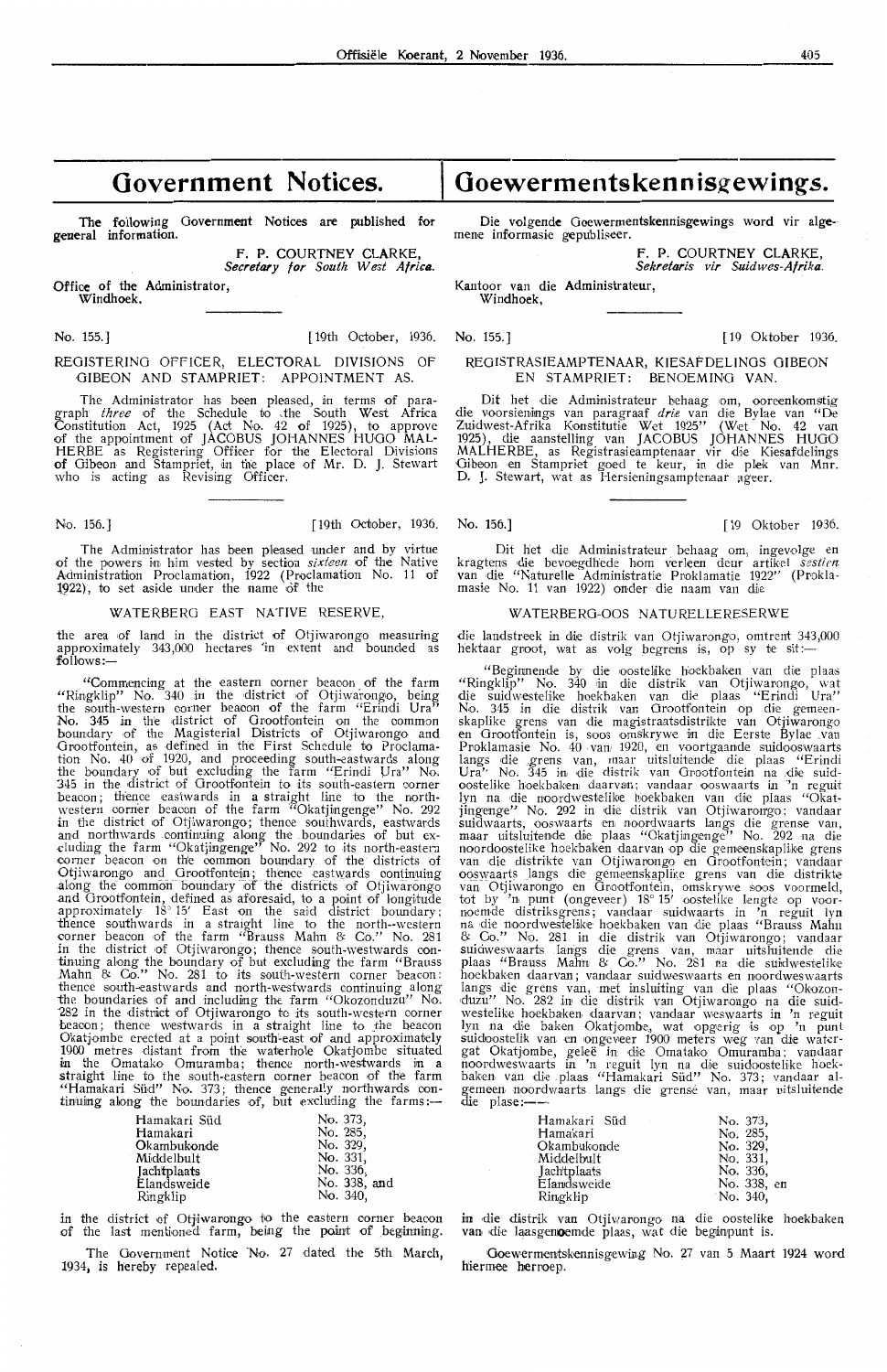# Government Notices.

The following Government Notices are published for general information.

F. P. COURTNEY CLARKE,
*Secretary for South West Africa.*

Office of the Administrator,
Windhoek.

No. 155.] [19th October, 1936.

## REGISTERING OFFICER, ELECTORAL DIVISIONS OF GIBEON AND STAMPRIET: APPOINTMENT AS.

The Administrator has been pleased, in terms of paragraph *three* of the Schedule to the South West Africa Constitution Act, 1925 (Act No. 42 of 1925), to approve of the appointment of JACOBUS JOHANNES HUGO MALHERBE as Registering Officer for the Electoral Divisions of Gibeon and Stampriet, in the place of Mr. D. J. Stewart who is acting as Revising Officer.

No. 156.] [19th October, 1936.

The Administrator has been pleased under and by virtue of the powers in him vested by section *sixteen* of the Native Administration Proclamation, 1922 (Proclamation No. 11 of 1922), to set aside under the name of the

## WATERBERG EAST NATIVE RESERVE,

the area of land in the district of Otjiwarongo measuring approximately 343,000 hectares in extent and bounded as follows:—

"Commencing at the eastern corner beacon of the farm "Ringklip" No. 340 in the district of Otjiwarongo, being the south-western corner beacon of the farm "Erindi Ura" No. 345 in the district of Grootfontein on the common boundary of the Magisterial Districts of Otjiwarongo and Grootfontein, as defined in the First Schedule to Proclamation No. 40 of 1920, and proceeding south-eastwards along the boundary of but excluding the farm "Erindi Ura" No. 345 in the district of Grootfontein to its south-eastern corner beacon; thence eastwards in a straight line to the north-western corner beacon of the farm "Okatjingenge" No. 292 in the district of Otjiwarongo; thence southwards, eastwards and northwards continuing along the boundaries of but excluding the farm "Okatjingenge" No. 292 to its north-eastern corner beacon on the common boundary of the districts of Otjiwarongo and Grootfontein; thence eastwards continuing along the common boundary of the districts of Otjiwarongo and Grootfontein, defined as aforesaid, to a point of longitude approximately 18° 15′ East on the said district boundary; thence southwards in a straight line to the north-western corner beacon of the farm "Brauss Mahn & Co." No. 281 in the district of Otjiwarongo; thence south-westwards continuing along the boundary of but excluding the farm "Brauss Mahn & Co." No. 281 to its south-western corner beacon; thence south-eastwards and north-westwards continuing along the boundaries of and including the farm "Okozonduzu" No. 282 in the district of Otjiwarongo to its south-western corner beacon; thence westwards in a straight line to the beacon Okatjombe erected at a point south-east of and approximately 1900 metres distant from the waterhole Okatjombe situated in the Omatako Omuramba; thence north-westwards in a straight line to the south-eastern corner beacon of the farm "Hamakari Süd" No. 373; thence generally northwards continuing along the boundaries of, but excluding the farms:—

| | |
|---|---|
| Hamakari Süd | No. 373, |
| Hamakari | No. 285, |
| Okambukonde | No. 329, |
| Middelbult | No. 331, |
| Jachtplaats | No. 336, |
| Elandsweide | No. 338, and |
| Ringklip | No. 340, |

in the district of Otjiwarongo to the eastern corner beacon of the last mentioned farm, being the point of beginning.

The Government Notice No. 27 dated the 5th March, 1934, is hereby repealed.

# Goewermentskennisgewings.

Die volgende Goewermentskennisgewings word vir algemene informasie gepubliseer.

F. P. COURTNEY CLARKE,
*Sekretaris vir Suidwes-Afrika.*

Kantoor van die Administrateur,
Windhoek,

No. 155.] [19 Oktober 1936.

## REGISTRASIEAMPTENAAR, KIESAFDELINGS GIBEON EN STAMPRIET: BENOEMING VAN.

Dit het die Administrateur behaag om, ooreenkomstig die voorsienings van paragraaf *drie* van die Bylae van "De Zuidwest-Afrika Konstitutie Wet 1925" (Wet No. 42 van 1925), die aanstelling van JACOBUS JOHANNES HUGO MALHERBE, as Registrasieamptenaar vir die Kiesafdelings Gibeon en Stampriet goed te keur, in die plek van Mnr. D. J. Stewart, wat as Hersieningsamptenaar ageer.

No. 156.] [19 Oktober 1936.

Dit het die Administrateur behaag om, ingevolge en kragtens die bevoegdhede hom verleen deur artikel *sestien* van die "Naturelle Administratie Proklamatie 1922" (Proklamasie No. 11 van 1922) onder die naam van die

## WATERBERG-OOS NATURELLERESERWE

die landstreek in die distrik van Otjiwarongo, omtrent 343,000 hektaar groot, wat as volg begrens is, op sy te sit:—

"Beginnende by die oostelike hoekbaken van die plaas "Ringklip" No. 340 in die distrik van Otjiwarongo, wat die suidwestelike hoekbaken van die plaas "Erindi Ura" No. 345 in die distrik van Grootfontein op die gemeenskaplike grens van die magistraatsdistrikte van Otjiwarongo en Grootfontein is, soos omskrywe in die Eerste Bylae van Proklamasie No. 40 van 1920, en voortgaande suidooswaarts langs die grens van, maar uitsluitende die plaas "Erindi Ura" No. 345 in die distrik van Grootfontein na die suidoostelike hoekbaken daarvan; vandaar ooswaarts in 'n reguit lyn na die noordwestelike hoekbaken van die plaas "Okatjingenge" No. 292 in die distrik van Otjiwarongo; vandaar suidwaarts, ooswaarts en noordwaarts langs die grense van, maar uitsluitende die plaas "Okatjingenge" No. 292 na die noordoostelike hoekbaken daarvan op die gemeenskaplike grens van die distrikte van Otjiwarongo en Grootfontein; vandaar ooswaarts langs die gemeenskaplike grens van die distrikte van Otjiwarongo en Grootfontein, omskrywe soos voormeld, tot by 'n punt (ongeveer) 18° 15′ oostelike lengte op voornoemde distriksgrens; vandaar suidwaarts in 'n reguit lyn na die noordwestelike hoekbaken van die plaas "Brauss Mahn & Co." No. 281 in die distrik van Otjiwarongo; vandaar suidweswaarts langs die grens van, maar uitsluitende die plaas "Brauss Mahn & Co." No. 281 na die suidwestelike hoekbaken daarvan; vandaar suidooswaarts en noordweswaarts langs die grens van, met insluiting van die plaas "Okozonduzu" No. 282 in die distrik van Otjiwarongo na die suidwestelike hoekbaken daarvan; vandaar weswaarts in 'n reguit lyn na die baken Okatjombe, wat opgerig is op 'n punt suidoostelik van en ongeveer 1900 meters weg van die watergat Okatjombe, geleë in die Omatako Omuramba; vandaar noordweswaarts in 'n reguit lyn na die suidoostelike hoekbaken van die plaas "Hamakari Süd" No. 373; vandaar algemeen noordwaarts langs die grense van, maar uitsluitende die plase:—

| | |
|---|---|
| Hamakari Süd | No. 373, |
| Hamakari | No. 285, |
| Okambukonde | No. 329, |
| Middelbult | No. 331, |
| Jachtplaats | No. 336, |
| Elandsweide | No. 338, en |
| Ringklip | No. 340, |

in die distrik van Otjiwarongo na die oostelike hoekbaken van die laasgenoemde plaas, wat die beginpunt is.

Goewermentskennisgewing No. 27 van 5 Maart 1924 word hiermee herroep.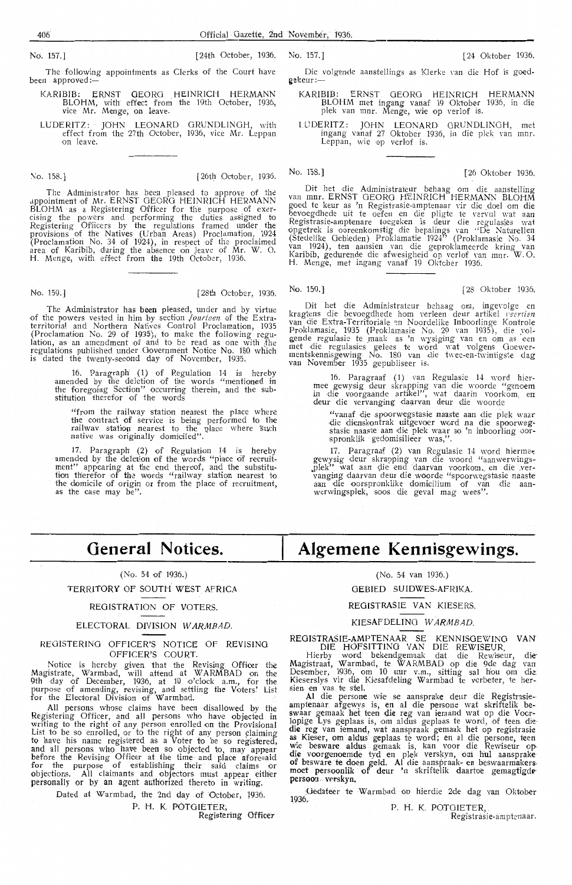No. 157.] [24th October, 1936.

The following appointments as Clerks of the Court have been approved:—

KARIBIB: ERNST GEORG HEINRICH HERMANN BLOHM, with effect from the 19th October, 1936, vice Mr. Menge, on leave.

LUDERITZ: JOHN LEONARD GRUNDLINGH, with effect from the 27th October, 1936, vice Mr. Leppan on leave.

No. 158.] [26th October, 1936.

The Administrator has been pleased to approve of the appointment of Mr. ERNST GEORG HEINRICH HERMANN BLOHM as a Registering Officer for the purpose of exercising the powers and performing the duties assigned to Registering Officers by the regulations framed under the provisions of the Natives (Urban Areas) Proclamation, 1924 (Proclamation No. 34 of 1924), in respect of the proclaimed area of Karibib, during the absence on leave of Mr. W. O. H. Menge, with effect from the 19th October, 1936.

No. 159.] [28th October, 1936.

The Administrator has been pleased, under and by virtue of the powers vested in him by section *fourteen* of the Extra-territorial and Northern Natives Control Proclamation, 1935 (Proclamation No. 29 of 1935), to make the following regulation, as an amendment of and to be read as one with the regulations published under Government Notice No. 180 which is dated the twenty-second day of November, 1935.

16. Paragraph (1) of Regulation 14 is hereby amended by the deletion of the words "mentioned in the foregoing Section" occurring therein, and the substitution therefor of the words

"from the railway station nearest the place where the contract of service is being performed to the railway station nearest to the place where such native was originally domiciled".

17. Paragraph (2) of Regulation 14 is hereby amended by the deletion of the words "place of recruitment" appearing at the end thereof, and the substitution therefor of the words "railway station nearest to the domicile of origin or from the place of recruitment, as the case may be".

No. 157.] [24 Oktober 1936.

Die volgende aanstellings as Klerke van die Hof is goedgekeur:—

KARIBIB: ERNST GEORG HEINRICH HERMANN BLOHM met ingang vanaf 19 Oktober 1936, in die plek van mnr. Menge, wie op verlof is.

LUDERITZ: JOHN LEONARD GRUNDLINGH, met ingang vanaf 27 Oktober 1936, in die plek van mnr. Leppan, wie op verlof is.

No. 158.] [26 Oktober 1936.

Dit het die Administrateur behaag om die aanstelling van mnr. ERNST GEORG HEINRICH HERMANN BLOHM goed te keur as 'n Registrasie-amptenaar vir die doel om die bevoegdhede uit te oefen en die pligte te vervul wat aan Registrasie-amptenare toegeken is deur die regulasies wat opgetrek is ooreenkomstig die bepalings van "De Naturellen (Stedelike Gebieden) Proklamatie 1924" (Proklamasie No. 34 van 1924), ten aansien van die geproklameerde kring van Karibib, gedurende die afwesigheid op verlof van mnr. W. O. H. Menge, met ingang vanaf 19 Oktober 1936.

No. 159.] [28 Oktober 1936.

Dit het die Administrateur behaag om, ingevolge en kragtens die bevoegdhede hom verleen deur artikel *veertien* van die Extra-Territoriale en Noordelike Inboorlinge Kontrole Proklamasie, 1935 (Proklamasie No. 29 van 1935), die volgende regulasie te maak as 'n wysiging van en om as een met die regulasies gelees te word wat volgens Goewermentskennisgewing No. 180 van die twee-en-twintigste dag van November 1935 gepubliseer is.

16. Paragraaf (1) van Regulasie 14 word hiermee gewysig deur skrapping van die woorde "genoem in die voorgaande artikel", wat daarin voorkom, en deur die vervanging daarvan deur die woorde

"vanaf die spoorwegstasie naaste aan die plek waar die dienskontrak uitgevoer word na die spoorwegstasie naaste aan die plek waar so 'n inboorling oorspronklik gedomisilieer was,".

17. Paragraaf (2) van Regulasie 14 word hiermee gewysig deur skrapping van die woord "aanwerwingsplek" wat aan die end daarvan voorkom, en die vervanging daarvan deur die woorde "spoorwegstasie naaste aan die oorspronklike domicilium of van die aanwerwingsplek, soos die geval mag wees".

# General Notices.

(No. 54 of 1936.)

TERRITORY OF SOUTH WEST AFRICA

REGISTRATION OF VOTERS.

ELECTORAL DIVISION *WARMBAD.*

REGISTERING OFFICER'S NOTICE OF REVISING OFFICER'S COURT.

Notice is hereby given that the Revising Officer the Magistrate, Warmbad, will attend at WARMBAD on the 9th day of December, 1936, at 10 o'clock a.m., for the purpose of amending, revising, and settling the Voters' List for the Electoral Division of Warmbad.

All persons whose claims have been disallowed by the Registering Officer, and all persons who have objected in writing to the right of any person enrolled on the Provisional List to be so enrolled, or to the right of any person claiming to have his name registered as a Voter to be so registered, and all persons who have been so objected to, may appear before the Revising Officer at the time and place aforesaid for the purpose of establishing their said claims or objections. All claimants and objectors must appear either personally or by an agent authorized thereto in writing.

Dated at Warmbad, the 2nd day of October, 1936.

P. H. K. POTGIETER,
Registering Officer

# Algemene Kennisgewings.

(No. 54 van 1936.)

GEBIED SUIDWES-AFRIKA.

REGISTRASIE VAN KIESERS.

KIESAFDELING *WARMBAD.*

REGISTRASIE-AMPTENAAR SE KENNISGEWING VAN DIE HOFSITTING VAN DIE REWISEUR.

Hierby word bekendgemaak dat die Rewiseur, die Magistraat, Warmbad, te WARMBAD op die 9de dag van Desember, 1936, om 10 uur v.m., sitting sal hou om die Kieserslys vir die Kiesafdeling Warmbad te verbeter, te hersien en vas te stel.

Al die persone wie se aansprake deur die Registrasie-amptenaar afgewys is, en al die persone wat skriftelik beswaar gemaak het teen die reg van iemand wat op die Voorlopige Lys geplaas is, om aldus geplaas te word, of teen die die reg van iemand, wat aanspraak gemaak het op registrasie as Kieser, om aldus geplaas te word; en al die persone, teen wie besware aldus gemaak is, kan voor die Rewiseur op die voorgenoemde tyd en plek verskyn, om hul aansprake of besware te doen geld. Al die aanspraak- en beswaarmakers moet persoonlik of deur 'n skriftelik daartoe gemagtigde persoon verskyn.

Gedateer te Warmbad op hierdie 2de dag van Oktober 1936.

P. H. K. POTGIETER,
Registrasie-amptenaar.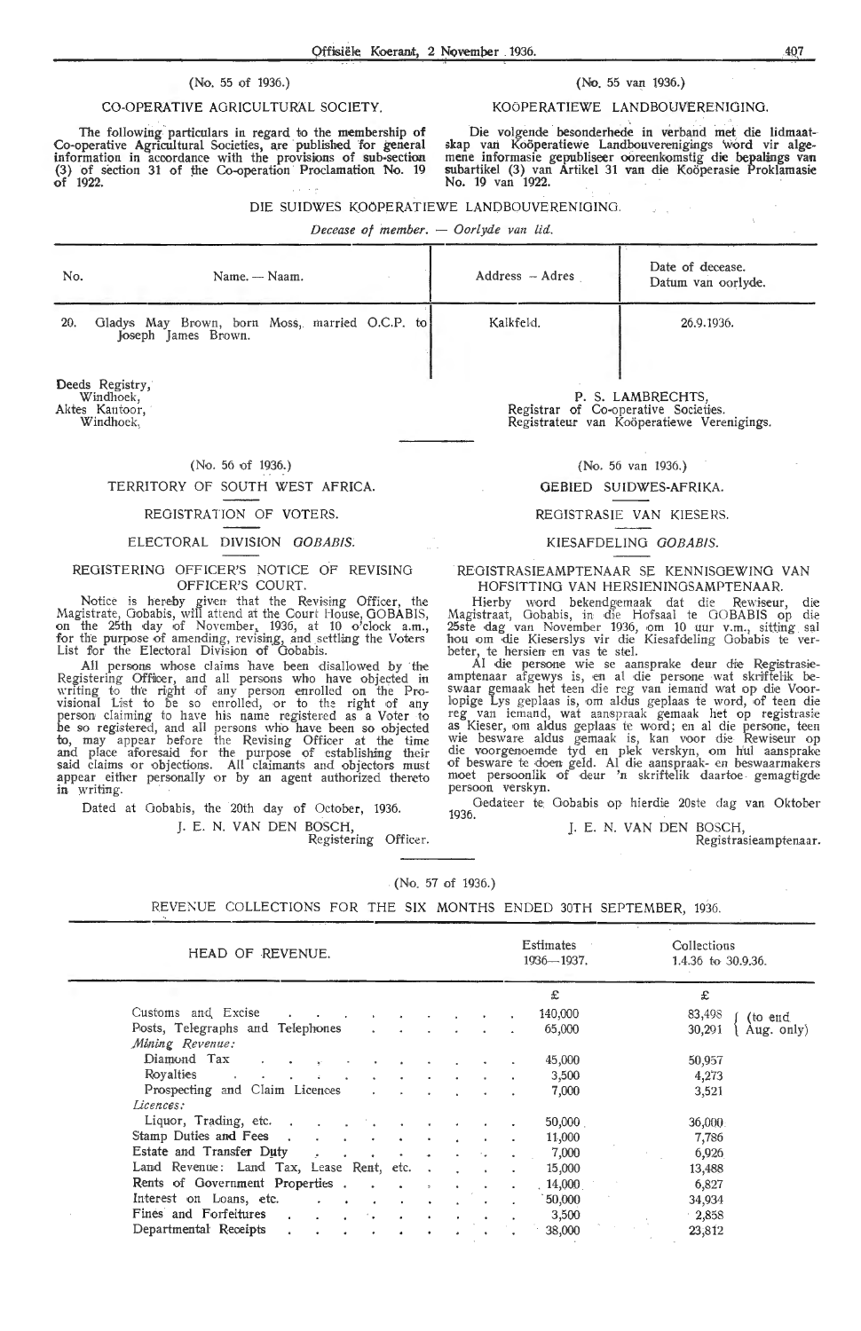(No. 55 of 1936.)

CO-OPERATIVE AGRICULTURAL SOCIETY.

The following particulars in regard to the membership of Co-operative Agricultural Societies, are published for general information in accordance with the provisions of sub-section (3) of section 31 of the Co-operation Proclamation No. 19 of 1922.

(No. 55 van 1936.)

KOÖPERATIEWE LANDBOUVERENIGING.

Die volgende besonderhede in verband met die lidmaatskap van Koöperatiewe Landbouverenigings word vir algemene informasie gepubliseer ooreenkomstig die bepalings van subartikel (3) van Artikel 31 van die Koöperasie Proklamasie No. 19 van 1922.

DIE SUIDWES KOÖPERATIEWE LANDBOUVERENIGING.

*Decease of member. — Oorlyde van lid.*

| No. | Name. — Naam. | Address — Adres | Date of decease. Datum van oorlyde. |
|---|---|---|---|
| 20. | Gladys May Brown, born Moss, married O.C.P. to Joseph James Brown. | Kalkfeld. | 26.9.1936. |

Deeds Registry,
Windhoek,
Aktes Kantoor,
Windhoek.

P. S. LAMBRECHTS,
Registrar of Co-operative Societies.
Registrateur van Koöperatiewe Verenigings.

(No. 56 of 1936.)

TERRITORY OF SOUTH WEST AFRICA.

REGISTRATION OF VOTERS.

ELECTORAL DIVISION *GOBABIS.*

REGISTERING OFFICER'S NOTICE OF REVISING OFFICER'S COURT.

Notice is hereby given that the Revising Officer, the Magistrate, Gobabis, will attend at the Court House, GOBABIS, on the 25th day of November, 1936, at 10 o'clock a.m., for the purpose of amending, revising, and settling the Voters List for the Electoral Division of Gobabis.

All persons whose claims have been disallowed by the Registering Officer, and all persons who have objected in writing to the right of any person enrolled on the Provisional List to be so enrolled, or to the right of any person claiming to have his name registered as a Voter to be so registered, and all persons who have been so objected to, may appear before the Revising Officer at the time and place aforesaid for the purpose of establishing their said claims or objections. All claimants and objectors must appear either personally or by an agent authorized thereto in writing.

Dated at Gobabis, the 20th day of October, 1936.

J. E. N. VAN DEN BOSCH,
Registering Officer.

(No. 56 van 1936.)

GEBIED SUIDWES-AFRIKA.

REGISTRASIE VAN KIESERS.

KIESAFDELING *GOBABIS.*

REGISTRASIEAMPTENAAR SE KENNISGEWING VAN HOFSITTING VAN HERSIENINGSAMPTENAAR.

Hierby word bekendgemaak dat die Rewiseur, die Magistraat, Gobabis, in die Hofsaal te GOBABIS op die 25ste dag van November 1936, om 10 uur v.m., sitting sal hou om die Kieserslys vir die Kiesafdeling Gobabis te verbeter, te hersien en vas te stel.

Al die persone wie se aansprake deur die Registrasieamptenaar afgewys is, en al die persone wat skriftelik beswaar gemaak het teen die reg van iemand wat op die Voorlopige Lys geplaas is, om aldus geplaas te word, of teen die reg van iemand, wat aanspraak gemaak het op registrasie as Kieser, om aldus geplaas te word; en al die persone, teen wie besware aldus gemaak is, kan voor die Rewiseur op die voorgenoemde tyd en plek verskyn, om hul aansprake of besware te doen geld. Al die aanspraak- en beswaarmakers moet persoonlik of deur 'n skriftelik daartoe gemagtigde persoon verskyn.

Gedateer te Gobabis op hierdie 20ste dag van Oktober 1936.

J. E. N. VAN DEN BOSCH,
Registrasieamptenaar.

(No. 57 of 1936.)

REVENUE COLLECTIONS FOR THE SIX MONTHS ENDED 30TH SEPTEMBER, 1936.

| HEAD OF REVENUE. | Estimates 1936—1937. | Collections 1.4.36 to 30.9.36. |
|---|---|---|
| | £ | £ |
| Customs and Excise | 140,000 | 83,498 (to end |
| Posts, Telegraphs and Telephones | 65,000 | 30,291 Aug. only) |
| *Mining Revenue:* | | |
| Diamond Tax | 45,000 | 50,957 |
| Royalties | 3,500 | 4,273 |
| Prospecting and Claim Licences | 7,000 | 3,521 |
| *Licences:* | | |
| Liquor, Trading, etc. | 50,000 | 36,000 |
| Stamp Duties and Fees | 11,000 | 7,786 |
| Estate and Transfer Duty | 7,000 | 6,926 |
| Land Revenue: Land Tax, Lease Rent, etc. | 15,000 | 13,488 |
| Rents of Government Properties | 14,000 | 6,827 |
| Interest on Loans, etc. | 50,000 | 34,934 |
| Fines and Forfeitures | 3,500 | 2,858 |
| Departmental Receipts | 38,000 | 23,812 |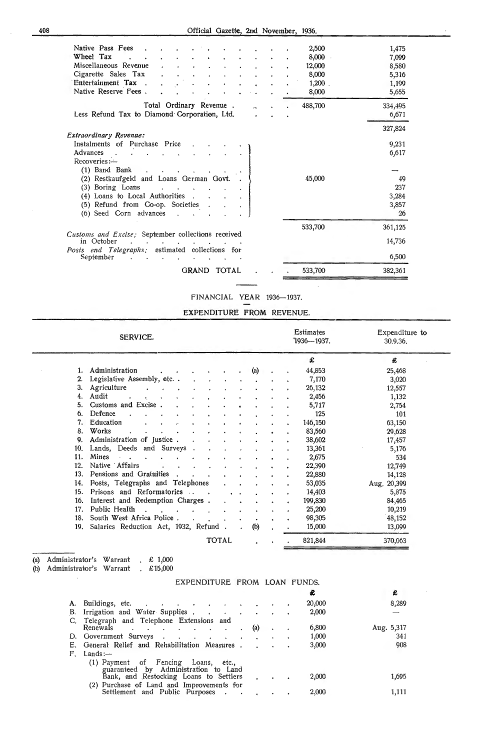| | | |
|---|---|---|
| Native Pass Fees | 2,500 | 1,475 |
| Wheel Tax | 8,000 | 7,099 |
| Miscellaneous Revenue | 12,000 | 8,580 |
| Cigarette Sales Tax | 8,000 | 5,316 |
| Entertainment Tax | 1,200 | 1,199 |
| Native Reserve Fees | 8,000 | 5,655 |
| Total Ordinary Revenue | 488,700 | 334,495 |
| Less Refund Tax to Diamond Corporation, Ltd. | | 6,671 |
| | | 327,824 |
| *Extraordinary Revenue:* | | |
| Instalments of Purchase Price | | 9,231 |
| Advances | | 6,617 |
| Recoveries:— | | |
| (1) Band Bank | | — |
| (2) Restkaufgeld and Loans German Govt. | 45,000 | 49 |
| (3) Boring Loans | | 237 |
| (4) Loans to Local Authorities | | 3,284 |
| (5) Refund from Co-op. Societies | | 3,857 |
| (6) Seed Corn advances | | 26 |
| | 533,700 | 361,125 |
| *Customs and Excise;* September collections received in October | | 14,736 |
| *Posts and Telegraphs;* estimated collections for September | | 6,500 |
| GRAND TOTAL | 533,700 | 382,361 |

FINANCIAL YEAR 1936—1937.

## EXPENDITURE FROM REVENUE.

| SERVICE. | | Estimates 1936—1937. | Expenditure to 30.9.36. |
|---|---|---|---|
| | | £ | £ |
| 1. Administration | (a) | 44,853 | 25,468 |
| 2. Legislative Assembly, etc. | | 7,170 | 3,020 |
| 3. Agriculture | | 26,132 | 12,557 |
| 4. Audit | | 2,456 | 1,132 |
| 5. Customs and Excise | | 5,717 | 2,754 |
| 6. Defence | | 125 | 101 |
| 7. Education | | 146,150 | 63,150 |
| 8. Works | | 83,560 | 29,628 |
| 9. Administration of Justice | | 38,602 | 17,457 |
| 10. Lands, Deeds and Surveys | | 13,361 | 5,176 |
| 11. Mines | | 2,675 | 534 |
| 12. Native Affairs | | 22,390 | 12,749 |
| 13. Pensions and Gratuities | | 22,880 | 14,128 |
| 14. Posts, Telegraphs and Telephones | | 53,035 | Aug. 20,399 |
| 15. Prisons and Reformatories | | 14,403 | 5,875 |
| 16. Interest and Redemption Charges | | 199,830 | 84,465 |
| 17. Public Health | | 25,200 | 10,219 |
| 18. South West Africa Police | | 98,305 | 48,152 |
| 19. Salaries Reduction Act, 1932, Refund | (b) | 15,000 | 13,099 |
| TOTAL | | 821,844 | 370,063 |

(a) Administrator's Warrant . £ 1,000
(b) Administrator's Warrant . £15,000

## EXPENDITURE FROM LOAN FUNDS.

| | | £ | £ |
|---|---|---|---|
| A. Buildings, etc. | | 20,000 | 8,289 |
| B. Irrigation and Water Supplies | | 2,000 | — |
| C. Telegraph and Telephone Extensions and Renewals | (a) | 6,800 | Aug. 5,317 |
| D. Government Surveys | | 1,000 | 341 |
| E. General Relief and Rehabilitation Measures | | 3,000 | 908 |
| F. Lands:— | | | |
| (1) Payment of Fencing Loans, etc., guaranteed by Administration to Land Bank, and Restocking Loans to Settlers | | 2,000 | 1,695 |
| (2) Purchase of Land and Improvements for Settlement and Public Purposes | | 2,000 | 1,111 |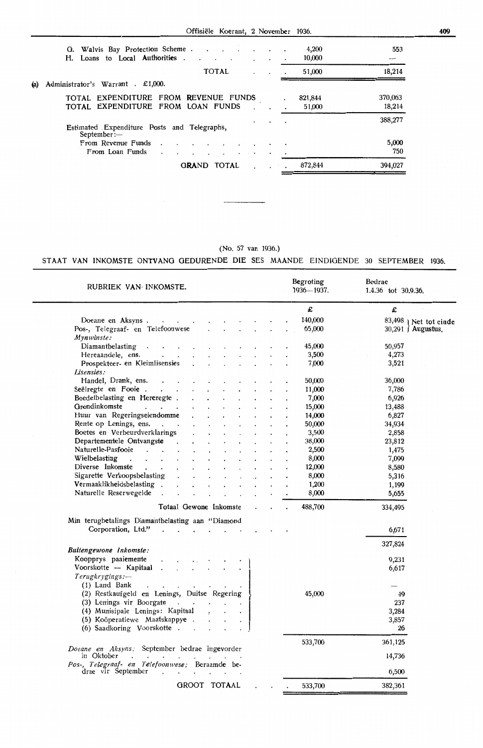| | | |
|---|---|---|
| G. Walvis Bay Protection Scheme | 4,200 | 553 |
| H. Loans to Local Authorities | 10,000 | — |
| TOTAL | 51,000 | 18,214 |

(a) Administrator's Warrant . £1,000.

| | | |
|---|---|---|
| TOTAL EXPENDITURE FROM REVENUE FUNDS | 821,844 | 370,063 |
| TOTAL EXPENDITURE FROM LOAN FUNDS | 51,000 | 18,214 |
| | | 388,277 |
| Estimated Expenditure Posts and Telegraphs, September:— | | |
| From Revenue Funds | | 5,000 |
| From Loan Funds | | 750 |
| GRAND TOTAL | 872,844 | 394,027 |

---

(No. 57 van 1936.)

STAAT VAN INKOMSTE ONTVANG GEDURENDE DIE SES MAANDE EINDIGENDE 30 SEPTEMBER 1936.

| RUBRIEK VAN INKOMSTE. | Begroting 1936—1937. | Bedrae 1.4.36 tot 30.9.36. |
|---|---|---|
| | £ | £ |
| Doeane en Aksyns | 140,000 | 83,498 } Net tot einde |
| Pos-, Telegraaf- en Telefoonwese | 65,000 | 30,291 } Augustus. |
| *Mynwinste:* | | |
| Diamantbelasting | 45,000 | 50,957 |
| Hereaandele, ens. | 3,500 | 4,273 |
| Prospekteer- en Kleimlisensies | 7,000 | 3,521 |
| *Lisensies:* | | |
| Handel, Drank, ens. | 50,000 | 36,000 |
| Seëlregte en Fooie | 11,000 | 7,786 |
| Boedelbelasting en Hereregte | 7,000 | 6,926 |
| Grondinkomste | 15,000 | 13,488 |
| Huur van Regeringseiendomme | 14,000 | 6,827 |
| Rente op Lenings, ens. | 50,000 | 34,934 |
| Boetes en Verbeurdverklarings | 3,500 | 2,858 |
| Departementele Ontvangste | 38,000 | 23,812 |
| Naturelle-Pasfooie | 2,500 | 1,475 |
| Wielbelasting | 8,000 | 7,099 |
| Diverse Inkomste | 12,000 | 8,580 |
| Sigarette Verkoopsbelasting | 8,000 | 5,316 |
| Vermaaklikheidsbelasting | 1,200 | 1,199 |
| Naturelle Reserwegelde | 8,000 | 5,655 |
| Totaal Gewone Inkomste | 488,700 | 334,495 |
| Min terugbetalings Diamantbelasting aan "Diamond Corporation, Ltd." | | 6,671 |
| | | 327,824 |
| *Buitengewone Inkomste:* | | |
| Koopprys paaiemente | | 9,231 |
| Voorskotte — Kapitaal | | 6,617 |
| *Terugkrygings:—* | | |
| (1) Land Bank | | — |
| (2) Restkaufgeld en Lenings, Duitse Regering | 45,000 | 49 |
| (3) Lenings vir Boorgate | | 237 |
| (4) Munisipale Lenings: Kapitaal | | 3,284 |
| (5) Koöperatiewe Maatskappye | | 3,857 |
| (6) Saadkoring Voorskotte | | 26 |
| | 533,700 | 361,125 |
| *Doeane en Aksyns;* September bedrae ingevorder in Oktober | | 14,736 |
| *Pos-, Telegraaf- en Telefoonwese;* Beraamde bedrae vir September | | 6,500 |
| GROOT TOTAAL | 533,700 | 382,361 |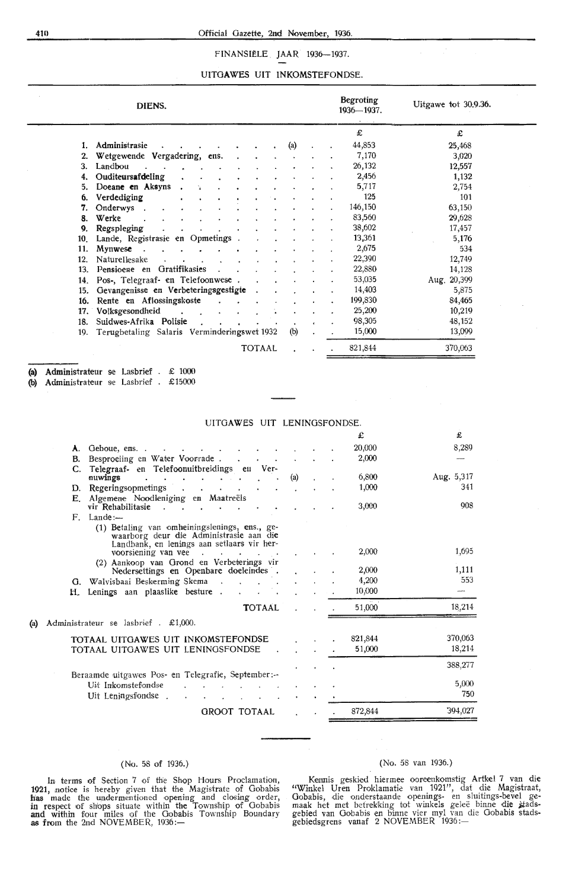FINANSIËLE JAAR 1936—1937.

UITGAWES UIT INKOMSTEFONDSE.

| DIENS. | | Begroting 1936—1937. | Uitgawe tot 30.9.36. |
|---|---|---|---|
| | | £ | £ |
| 1. Administrasie | (a) | 44,853 | 25,468 |
| 2. Wetgewende Vergadering, ens. | | 7,170 | 3,020 |
| 3. Landbou | | 26,132 | 12,557 |
| 4. Ouditeursafdeling | | 2,456 | 1,132 |
| 5. Doeane en Aksyns | | 5,717 | 2,754 |
| 6. Verdediging | | 125 | 101 |
| 7. Onderwys | | 146,150 | 63,150 |
| 8. Werke | | 83,560 | 29,628 |
| 9. Regspleging | | 38,602 | 17,457 |
| 10. Lande, Registrasie en Opmetings | | 13,361 | 5,176 |
| 11. Mynwese | | 2,675 | 534 |
| 12. Naturellesake | | 22,390 | 12,749 |
| 13. Pensioene en Gratifikasies | | 22,880 | 14,128 |
| 14. Pos-, Telegraaf- en Telefoonwese | | 53,035 | Aug. 20,399 |
| 15. Gevangenisse en Verbeteringsgestigte | | 14,403 | 5,875 |
| 16. Rente en Aflossingskoste | | 199,830 | 84,465 |
| 17. Volksgesondheid | | 25,200 | 10,219 |
| 18. Suidwes-Afrika Polisie | | 98,305 | 48,152 |
| 19. Terugbetaling Salaris Verminderingswet 1932 | (b) | 15,000 | 13,099 |
| TOTAAL | | 821,844 | 370,063 |

(a) Administrateur se Lasbrief . £ 1000
(b) Administrateur se Lasbrief . £15000

UITGAWES UIT LENINGSFONDSE.

| | | £ | £ |
|---|---|---|---|
| A. Geboue, ens. | | 20,000 | 8,289 |
| B. Besproeiing en Water Voorrade | | 2,000 | — |
| C. Telegraaf- en Telefoonuitbreidings en Vernuwings | (a) | 6,800 | Aug. 5,317 |
| D. Regeringsopmetings | | 1,000 | 341 |
| E. Algemene Noodleniging en Maatreëls vir Rehabilitasie | | 3,000 | 908 |
| F. Lande:— | | | |
| (1) Betaling van omheiningslenings, ens., gewaarborg deur die Administrasie aan die Landbank, en lenings aan setlaars vir hervoorsiening van vee | | 2,000 | 1,695 |
| (2) Aankoop van Grond en Verbeterings vir Nedersettings en Openbare doeleindes | | 2,000 | 1,111 |
| G. Walvisbaai Beskerming Skema | | 4,200 | 553 |
| H. Lenings aan plaaslike besture | | 10,000 | — |
| TOTAAL | | 51,000 | 18,214 |

(a) Administrateur se lasbrief . £1,000.

| | | |
|---|---|---|
| TOTAAL UITGAWES UIT INKOMSTEFONDSE | 821,844 | 370,063 |
| TOTAAL UITGAWES UIT LENINGSFONDSE | 51,000 | 18,214 |
| | | 388,277 |
| Beraamde uitgawes Pos- en Telegrafie, September:— | | |
| Uit Inkomstefondse | | 5,000 |
| Uit Leningsfondse | | 750 |
| GROOT TOTAAL | 872,844 | 394,027 |

(No. 58 of 1936.)

In terms of Section 7 of the Shop Hours Proclamation, 1921, notice is hereby given that the Magistrate of Gobabis has made the undermentioned opening and closing order, in respect of shops situate within the Township of Gobabis and within four miles of the Gobabis Township Boundary as from the 2nd NOVEMBER, 1936:—

(No. 58 van 1936.)

Kennis geskied hiermee ooreenkomstig Artkel 7 van die "Winkel Uren Proklamatie van 1921", dat die Magistraat, Gobabis, die onderstaande openings- en sluitings-bevel gemaak het met betrekking tot winkels geleë binne die stadsgebied van Gobabis en binne vier myl van die Gobabis stadsgebiedsgrens vanaf 2 NOVEMBER 1936:—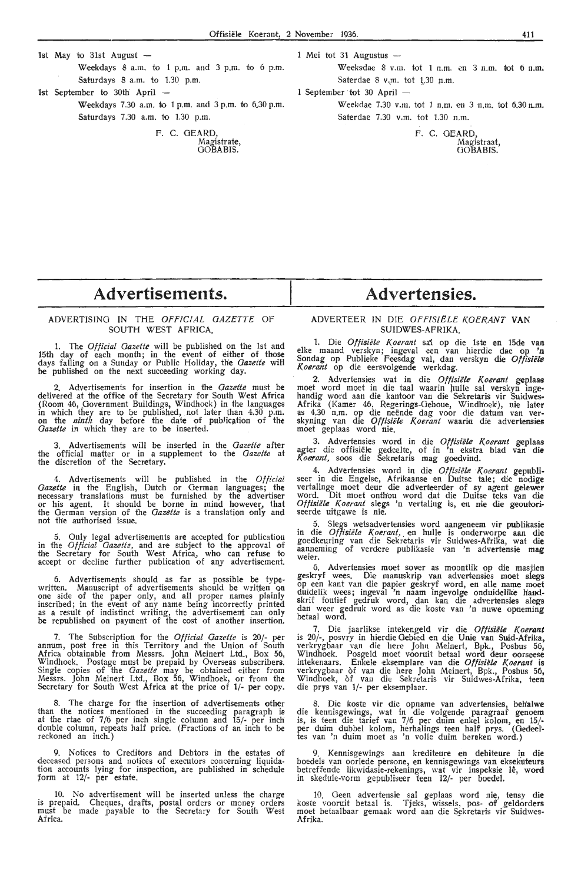1st May to 31st August —

Weekdays 8 a.m. to 1 p.m. and 3 p.m. to 6 p.m.

Saturdays 8 a.m. to 1.30 p.m.

1st September to 30th April —

Weekdays 7.30 a.m. to 1 p.m. and 3 p.m. to 6.30 p.m.

Saturdays 7.30 a.m. to 1.30 p.m.

F. C. GEARD,
Magistrate,
GOBABIS.

1 Mei tot 31 Augustus —

Weeksdae 8 v.m. tot 1 n.m. en 3 n.m. tot 6 n.m.

Saterdae 8 v.m. tot 1.30 n.m.

1 September tot 30 April —

Weekdae 7.30 v.m. tot 1 n.m. en 3 n.m. tot 6.30 n.m.

Saterdae 7.30 v.m. tot 1.30 n.m.

F. C. GEARD,
Magistraat,
GOBABIS.

# Advertisements.

## ADVERTISING IN THE *OFFICIAL GAZETTE* OF SOUTH WEST AFRICA.

1. The *Official Gazette* will be published on the 1st and 15th day of each month; in the event of either of those days falling on a Sunday or Public Holiday, the *Gazette* will be published on the next succeeding working day.

2. Advertisements for insertion in the *Gazette* must be delivered at the office of the Secretary for South West Africa (Room 46, Government Buildings, Windhoek) in the languages in which they are to be published, not later than 4.30 p.m. on the *ninth* day before the date of publication of the *Gazette* in which they are to be inserted.

3. Advertisements will be inserted in the *Gazette* after the official matter or in a supplement to the *Gazette* at the discretion of the Secretary.

4. Advertisements will be published in the *Official Gazette* in the English, Dutch or German languages; the necessary translations must be furnished by the advertiser or his agent. It should be borne in mind however, that the German version of the *Gazette* is a translation only and not the authorised issue.

5. Only legal advertisements are accepted for publication in the *Official Gazette*, and are subject to the approval of the Secretary for South West Africa, who can refuse to accept or decline further publication of any advertisement.

6. Advertisements should as far as possible be typewritten. Manuscript of advertisements should be written on one side of the paper only, and all proper names plainly inscribed; in the event of any name being incorrectly printed as a result of indistinct writing, the advertisement can only be republished on payment of the cost of another insertion.

7. The Subscription for the *Official Gazette* is 20/- per annum, post free in this Territory and the Union of South Africa obtainable from Messrs. John Meinert Ltd., Box 56, Windhoek. Postage must be prepaid by Overseas subscribers. Single copies of the *Gazette* may be obtained either from Messrs. John Meinert Ltd., Box 56, Windhoek, or from the Secretary for South West Africa at the price of 1/- per copy.

8. The charge for the insertion of advertisements other than the notices mentioned in the succeeding paragraph is at the rtae of 7/6 per inch single column and 15/- per inch double column, repeats half price. (Fractions of an inch to be reckoned an inch.)

9. Notices to Creditors and Debtors in the estates of deceased persons and notices of executors concerning liquidation accounts lying for inspection, are published in schedule form at 12/- per estate.

10. No advertisement will be inserted unless the charge is prepaid. Cheques, drafts, postal orders or money orders must be made payable to the Secretary for South West Africa.

# Advertensies.

## ADVERTEER IN DIE *OFFISIËLE KOERANT* VAN SUIDWES-AFRIKA.

1. Die *Offisiële Koerant* sal op die 1ste en 15de van elke maand verskyn; ingeval een van hierdie dae op 'n Sondag op Publieke Feesdag val, dan verskyn die *Offisiële Koerant* op die eersvolgende werkdag.

2. Advertensies wat in die *Offisiële Koerant* geplaas moet word moet in die taal waarin hulle sal verskyn ingehandig word aan die kantoor van die Sekretaris vir Suidwes-Afrika (Kamer 46, Regerings-Geboue, Windhoek), nie later as 4.30 n.m. op die neënde dag voor die datum van verskyning van die *Offisiële Koerant* waarin die advertensies moet geplaas word nie.

3. Advertensies word in die *Offisiële Koerant* geplaas agter die offisiële gedeelte, of in 'n ekstra blad van die *Koerant*, soos die Sekretaris mag goedvind.

4. Advertensies word in die *Offisiële Koerant* gepubliseer in die Engelse, Afrikaanse en Duitse tale; die nodige vertalinge moet deur die adverteerder of sy agent gelewer word. Dit moet onthou word dat die Duitse teks van die *Offisiële Koerant* slegs 'n vertaling is, en nie die geoutoriseerde uitgawe is nie.

5. Slegs wetsadvertensies word aangeneem vir publikasie in die *Offisiële Koerant*, en hulle is onderworpe aan die goedkeuring van die Sekretaris vir Suidwes-Afrika, wat die aanneming of verdere publikasie van 'n advertensie mag weier.

6. Advertensies moet sover as moontlik op die masjien geskryf wees. Die manuskrip van advertensies moet slegs op een kant van die papier geskryf word, en alle name moet duidelik wees; ingeval 'n naam ingevolge onduidelike handskrif foutief gedruk word, dan kan die advertensies slegs dan weer gedruk word as die koste van 'n nuwe opneming betaal word.

7. Die jaarlikse intekengeld vir die *Offisiële Koerant* is 20/-, posvry in hierdie Gebied en die Unie van Suid-Afrika, verkrygbaar van die here John Meinert, Bpk., Posbus 56, Windhoek. Posgeld moet vooruit betaal word deur oorseese intekenaars. Enkele eksemplare van die *Offisiële Koerant* is verkrygbaar òf van die here John Meinert, Bpk., Posbus 56, Windhoek, òf van die Sekretaris vir Suidwes-Afrika, teen die prys van 1/- per eksemplaar.

8. Die koste vir die opname van advertensies, behalwe die kennisgewings, wat in die volgende paragraaf genoem is, is teen die tarief van 7/6 per duim enkel kolom, en 15/- per duim dubbel kolom, herhalings teen half prys. (Gedeeltes van 'n duim moet as 'n volle duim bereken word.)

9. Kennisgewings aan krediteure en debiteure in die boedels van oorlede persone, en kennisgewings van eksekuteurs betreffende likwidasie-rekenings, wat vir inspeksie lê, word in skedule-vorm gepubliseer teen 12/- per boedel.

10. Geen advertensie sal geplaas word nie, tensy die koste vooruit betaal is. Tjeks, wissels, pos- of geldorders moet betaalbaar gemaak word aan die Sekretaris vir Suidwes-Afrika.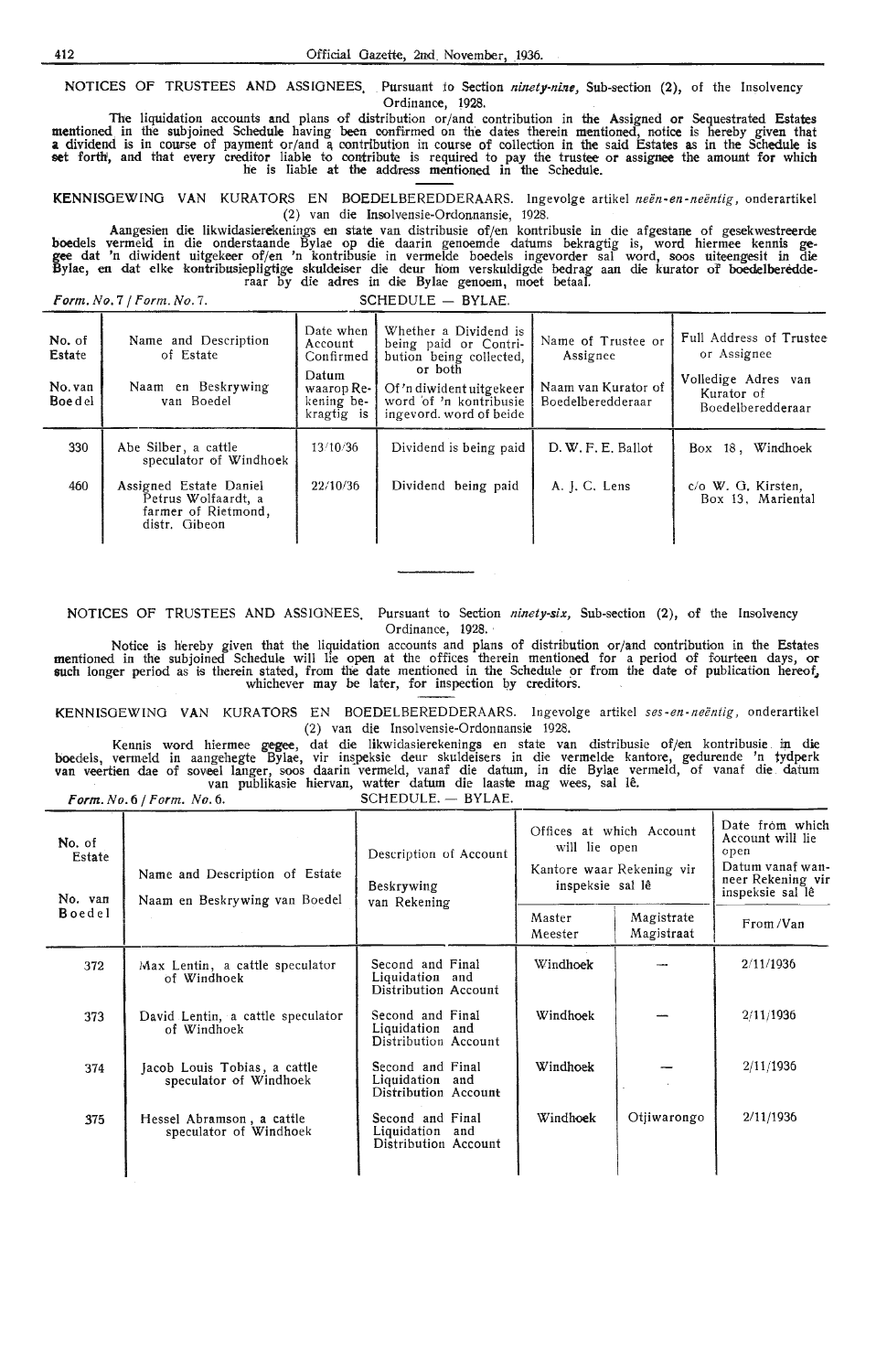NOTICES OF TRUSTEES AND ASSIGNEES. Pursuant to Section *ninety-nine*, Sub-section (2), of the Insolvency Ordinance, 1928.

The liquidation accounts and plans of distribution or/and contribution in the Assigned or Sequestrated Estates mentioned in the subjoined Schedule having been confirmed on the dates therein mentioned, notice is hereby given that a dividend is in course of payment or/and a contribution in course of collection in the said Estates as in the Schedule is set forth, and that every creditor liable to contribute is required to pay the trustee or assignee the amount for which he is liable at the address mentioned in the Schedule.

KENNISGEWING VAN KURATORS EN BOEDELBEREDDERAARS. Ingevolge artikel *neën-en-neëntig*, onderartikel (2) van die Insolvensie-Ordonnansie, 1928.

Aangesien die likwidasierekenings en state van distribusie of/en kontribusie in die afgestane of gesekwestreerde boedels vermeld in die onderstaande Bylae op die daarin genoemde datums bekragtig is, word hiermee kennis gegee dat 'n diwident uitgekeer of/en 'n kontribusie in vermelde boedels ingevorder sal word, soos uiteengesit in die Bylae, en dat elke kontribusiepligtige skuldeiser die deur hom verskuldigde bedrag aan die kurator of boedelberedderaar by die adres in die Bylae genoem, moet betaal.

*Form. No. 7 / Form. No. 7.* SCHEDULE — BYLAE.

| No. of Estate / No. van Boedel | Name and Description of Estate / Naam en Beskrywing van Boedel | Date when Account Confirmed / Datum waarop Rekening bekragtig is | Whether a Dividend is being paid or Contribution being collected, or both / Of 'n diwident uitgekeer word of 'n kontribusie ingevord. word of beide | Name of Trustee or Assignee / Naam van Kurator of Boedelberedderaar | Full Address of Trustee or Assignee / Volledige Adres van Kurator of Boedelberedderaar |
|---|---|---|---|---|---|
| 330 | Abe Silber, a cattle speculator of Windhoek | 13/10/36 | Dividend is being paid | D. W. F. E. Ballot | Box 18, Windhoek |
| 460 | Assigned Estate Daniel Petrus Wolfaardt, a farmer of Rietmond, distr. Gibeon | 22/10/36 | Dividend being paid | A. J. C. Lens | c/o W. G. Kirsten, Box 13, Mariental |

NOTICES OF TRUSTEES AND ASSIGNEES. Pursuant to Section *ninety-six*, Sub-section (2), of the Insolvency Ordinance, 1928.

Notice is hereby given that the liquidation accounts and plans of distribution or/and contribution in the Estates mentioned in the subjoined Schedule will lie open at the offices therein mentioned for a period of fourteen days, or such longer period as is therein stated, from the date mentioned in the Schedule or from the date of publication hereof, whichever may be later, for inspection by creditors.

KENNISGEWING VAN KURATORS EN BOEDELBEREDDERAARS. Ingevolge artikel *ses-en-neëntig*, onderartikel (2) van die Insolvensie-Ordonnansie 1928.

Kennis word hiermee gegee, dat die likwidasierekenings en state van distribusie of/en kontribusie in die boedels, vermeld in aangehegte Bylae, vir inspeksie deur skuldeisers in die vermelde kantore, gedurende 'n tydperk van veertien dae of soveel langer, soos daarin vermeld, vanaf die datum, in die Bylae vermeld, of vanaf die datum van publikasie hiervan, watter datum die laaste mag wees, sal lê.

*Form. No. 6 / Form. No. 6.* SCHEDULE. — BYLAE.

| No. of Estate / No. van Boedel | Name and Description of Estate / Naam en Beskrywing van Boedel | Description of Account / Beskrywing van Rekening | Offices at which Account will lie open / Kantore waar Rekening vir inspeksie sal lê | | Date from which Account will lie open / Datum vanaf wanneer Rekening vir inspeksie sal lê |
|---|---|---|---|---|---|
| | | | Master / Meester | Magistrate / Magistraat | From / Van |
| 372 | Max Lentin, a cattle speculator of Windhoek | Second and Final Liquidation and Distribution Account | Windhoek | — | 2/11/1936 |
| 373 | David Lentin, a cattle speculator of Windhoek | Second and Final Liquidation and Distribution Account | Windhoek | — | 2/11/1936 |
| 374 | Jacob Louis Tobias, a cattle speculator of Windhoek | Second and Final Liquidation and Distribution Account | Windhoek | — | 2/11/1936 |
| 375 | Hessel Abramson, a cattle speculator of Windhoek | Second and Final Liquidation and Distribution Account | Windhoek | Otjiwarongo | 2/11/1936 |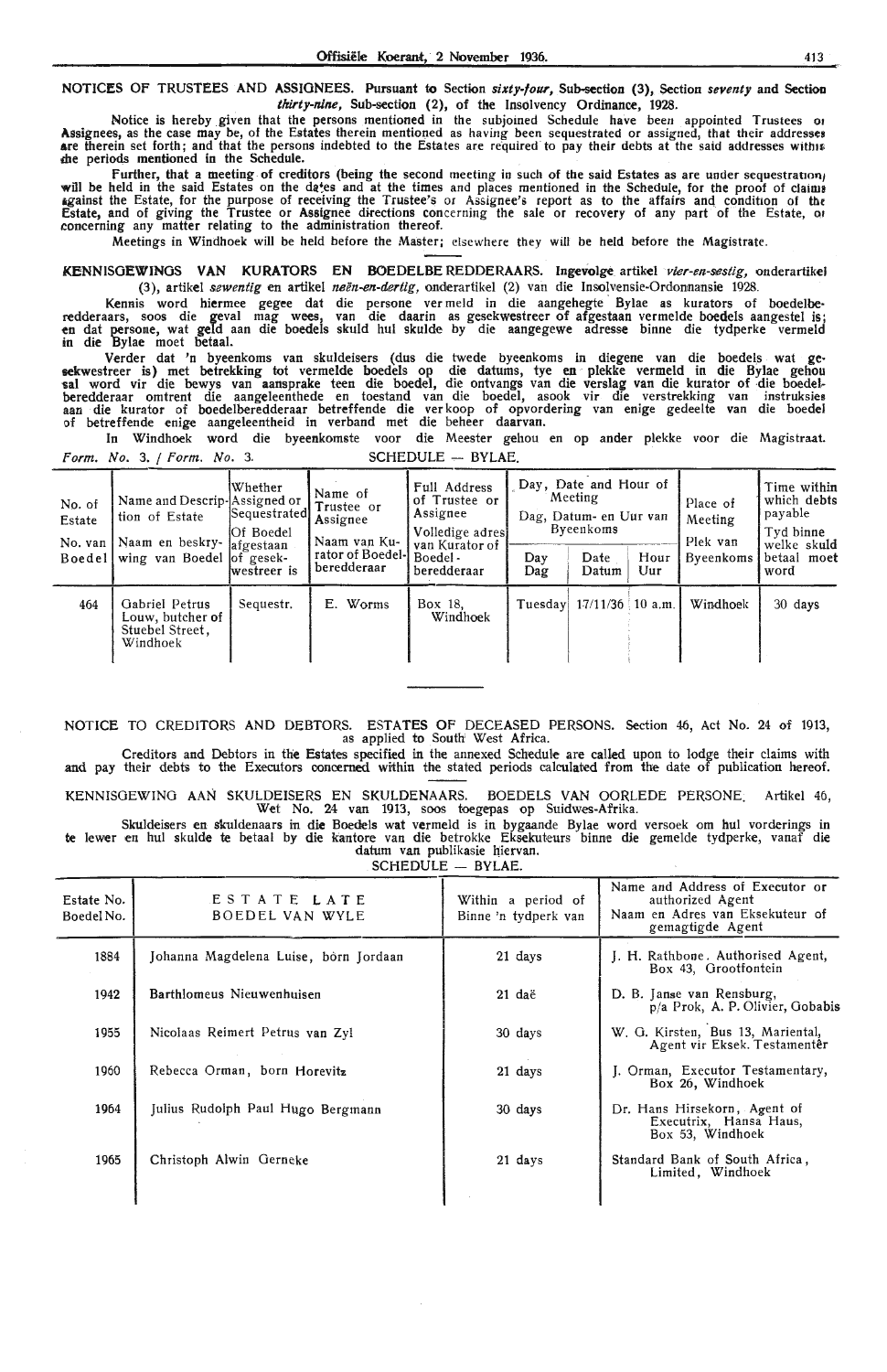NOTICES OF TRUSTEES AND ASSIGNEES. Pursuant to Section *sixty-four*, Sub-section (3), Section *seventy* and Section *thirty-nine*, Sub-section (2), of the Insolvency Ordinance, 1928.

Notice is hereby given that the persons mentioned in the subjoined Schedule have been appointed Trustees or Assignees, as the case may be, of the Estates therein mentioned as having been sequestrated or assigned, that their addresses are therein set forth; and that the persons indebted to the Estates are required to pay their debts at the said addresses within the periods mentioned in the Schedule.

Further, that a meeting of creditors (being the second meeting in such of the said Estates as are under sequestration) will be held in the said Estates on the dates and at the times and places mentioned in the Schedule, for the proof of claims against the Estate, for the purpose of receiving the Trustee's or Assignee's report as to the affairs and condition of the Estate, and of giving the Trustee or Assignee directions concerning the sale or recovery of any part of the Estate, or concerning any matter relating to the administration thereof.

Meetings in Windhoek will be held before the Master; elsewhere they will be held before the Magistrate.

KENNISGEWINGS VAN KURATORS EN BOEDELBEREDDERAARS. Ingevolge artikel *vier-en-sestig*, onderartikel (3), artikel *sewentig* en artikel *neën-en-dertig*, onderartikel (2) van die Insolvensie-Ordonnansie 1928.

Kennis word hiermee gegee dat die persone vermeld in die aangehegte Bylae as kurators of boedelberedderaars, soos die geval mag wees, van die daarin as gesekwestreer of afgestaan vermelde boedels aangestel is; en dat persone, wat geld aan die boedels skuld hul skulde by die aangegewe adresse binne die tydperke vermeld in die Bylae moet betaal.

Verder dat 'n byeenkoms van skuldeisers (dus die twede byeenkoms in diegene van die boedels wat gesekwestreer is) met betrekking tot vermelde boedels op die datums, tye en plekke vermeld in die Bylae gehou sal word vir die bewys van aansprake teen die boedel, die ontvangs van die verslag van die kurator of die boedelberedderaar omtrent die aangeleenthede en toestand van die boedel, asook vir die verstrekking van instruksies aan die kurator of boedelberedderaar betreffende die verkoop of opvordering van enige gedeelte van die boedel of betreffende enige aangeleentheid in verband met die beheer daarvan.

In Windhoek word die byeenkomste voor die Meester gehou en op ander plekke voor die Magistraat.

*Form. No.* 3. / *Form. No.* 3. SCHEDULE — BYLAE.

| No. of Estate / No. van Boedel | Name and Description of Estate / Naam en beskrywing van Boedel | Whether Assigned or Sequestrated / Of Boedel afgestaan of gesekwestreer is | Name of Trustee or Assignee / Naam van Kurator of Boedelberedderaar | Full Address of Trustee or Assignee / Volledige adres van Kurator of Boedelberedderaar | Day, Date and Hour of Meeting / Dag, Datum- en Uur van Byeenkoms | | | Place of Meeting / Plek van Byeenkoms | Time within which debts payable / Tyd binne welke skuld betaal moet word |
|---|---|---|---|---|---|---|---|---|---|
| | | | | | Day / Dag | Date / Datum | Hour / Uur | | |
| 464 | Gabriel Petrus Louw, butcher of Stuebel Street, Windhoek | Sequestr. | E. Worms | Box 18, Windhoek | Tuesday | 17/11/36 | 10 a.m. | Windhoek | 30 days |

---

NOTICE TO CREDITORS AND DEBTORS. ESTATES OF DECEASED PERSONS. Section 46, Act No. 24 of 1913, as applied to South West Africa.

Creditors and Debtors in the Estates specified in the annexed Schedule are called upon to lodge their claims with and pay their debts to the Executors concerned within the stated periods calculated from the date of publication hereof.

KENNISGEWING AAN SKULDEISERS EN SKULDENAARS. BOEDELS VAN OORLEDE PERSONE. Artikel 46, Wet No. 24 van 1913, soos toegepas op Suidwes-Afrika.

Skuldeisers en skuldenaars in die Boedels wat vermeld is in bygaande Bylae word versoek om hul vorderings in te lewer en hul skulde te betaal by die kantore van die betrokke Eksekuteurs binne die gemelde tydperke, vanaf die datum van publikasie hiervan.

SCHEDULE — BYLAE.

| Estate No. / Boedel No. | ESTATE LATE / BOEDEL VAN WYLE | Within a period of / Binne 'n tydperk van | Name and Address of Executor or authorized Agent / Naam en Adres van Eksekuteur of gemagtigde Agent |
|---|---|---|---|
| 1884 | Johanna Magdelena Luise, born Jordaan | 21 days | J. H. Rathbone. Authorised Agent, Box 43, Grootfontein |
| 1942 | Barthlomeus Nieuwenhuisen | 21 daë | D. B. Janse van Rensburg, p/a Prok, A. P. Olivier, Gobabis |
| 1955 | Nicolaas Reimert Petrus van Zyl | 30 days | W. G. Kirsten, Bus 13, Mariental, Agent vir Eksek. Testamentêr |
| 1960 | Rebecca Orman, born Horevitz | 21 days | J. Orman, Executor Testamentary, Box 26, Windhoek |
| 1964 | Julius Rudolph Paul Hugo Bergmann | 30 days | Dr. Hans Hirsekorn, Agent of Executrix, Hansa Haus, Box 53, Windhoek |
| 1965 | Christoph Alwin Gerneke | 21 days | Standard Bank of South Africa, Limited, Windhoek |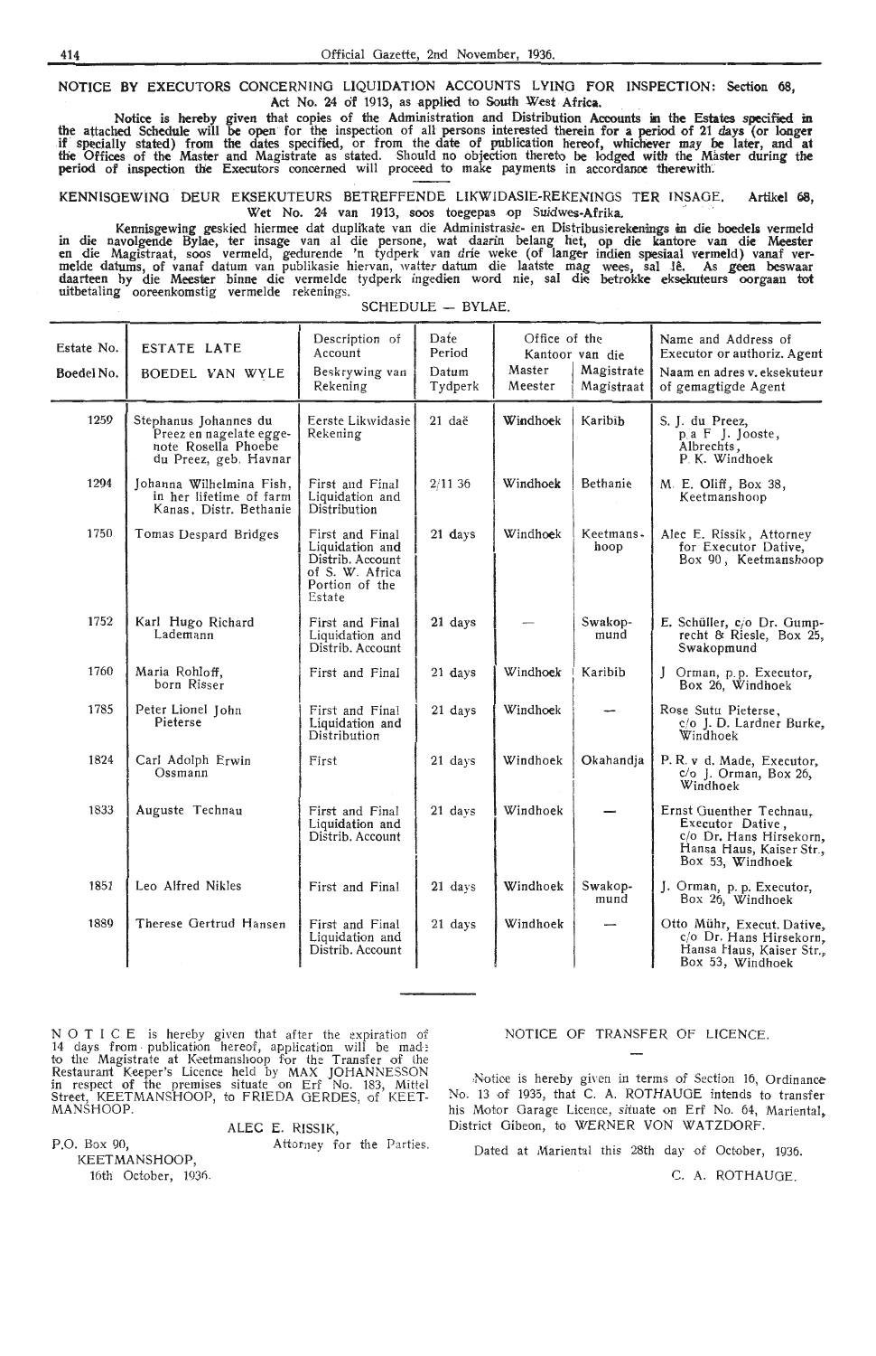## NOTICE BY EXECUTORS CONCERNING LIQUIDATION ACCOUNTS LYING FOR INSPECTION: Section 68, Act No. 24 of 1913, as applied to South West Africa.

Notice is hereby given that copies of the Administration and Distribution Accounts in the Estates specified in the attached Schedule will be open for the inspection of all persons interested therein for a period of 21 days (or longer if specially stated) from the dates specified, or from the date of publication hereof, whichever may be later, and at the Offices of the Master and Magistrate as stated. Should no objection thereto be lodged with the Master during the period of inspection the Executors concerned will proceed to make payments in accordance therewith.

## KENNISGEWING DEUR EKSEKUTEURS BETREFFENDE LIKWIDASIE-REKENINGS TER INSAGE. Artikel 68, Wet No. 24 van 1913, soos toegepas op Suidwes-Afrika.

Kennisgewing geskied hiermee dat duplikate van die Administrasie- en Distribusierekenings in die boedels vermeld in die navolgende Bylae, ter insage van al die persone, wat daarin belang het, op die kantore van die Meester en die Magistraat, soos vermeld, gedurende 'n tydperk van drie weke (of langer indien spesiaal vermeld) vanaf vermelde datums, of vanaf datum van publikasie hiervan, watter datum die laatste mag wees, sal lê. As geen beswaar daarteen by die Meester binne die vermelde tydperk ingedien word nie, sal die betrokke eksekuteurs oorgaan tot uitbetaling ooreenkomstig vermelde rekenings.

SCHEDULE — BYLAE.

| Estate No. / Boedel No. | ESTATE LATE / BOEDEL VAN WYLE | Description of Account / Beskrywing van Rekening | Date Period / Datum Tydperk | Office of the Master / Kantoor van die Meester | Magistrate / Magistraat | Name and Address of Executor or authoriz. Agent / Naam en adres v. eksekuteur of gemagtigde Agent |
|---|---|---|---|---|---|---|
| 1259 | Stephanus Johannes du Preez en nagelate eggenote Rosella Phoebe du Preez, geb. Havnar | Eerste Likwidasie Rekening | 21 daë | Windhoek | Karibib | S. J. du Preez, p.a F J. Jooste, Albrechts, P. K. Windhoek |
| 1294 | Johanna Wilhelmina Fish, in her lifetime of farm Kanas, Distr. Bethanie | First and Final Liquidation and Distribution | 2/11 36 | Windhoek | Bethanie | M. E. Oliff, Box 38, Keetmanshoop |
| 1750 | Tomas Despard Bridges | First and Final Liquidation and Distrib. Account of S. W. Africa Portion of the Estate | 21 days | Windhoek | Keetmanshoop | Alec E. Rissik, Attorney for Executor Dative, Box 90, Keetmanshoop |
| 1752 | Karl Hugo Richard Lademann | First and Final Liquidation and Distrib. Account | 21 days | — | Swakopmund | E. Schüller, c/o Dr. Gumprecht & Riesle, Box 25, Swakopmund |
| 1760 | Maria Rohloff, born Risser | First and Final | 21 days | Windhoek | Karibib | J Orman, p.p. Executor, Box 26, Windhoek |
| 1785 | Peter Lionel John Pieterse | First and Final Liquidation and Distribution | 21 days | Windhoek | — | Rose Sutu Pieterse, c/o J. D. Lardner Burke, Windhoek |
| 1824 | Carl Adolph Erwin Ossmann | First | 21 days | Windhoek | Okahandja | P. R. v d. Made, Executor, c/o J. Orman, Box 26, Windhoek |
| 1833 | Auguste Technau | First and Final Liquidation and Distrib. Account | 21 days | Windhoek | — | Ernst Guenther Technau, Executor Dative, c/o Dr. Hans Hirsekorn, Hansa Haus, Kaiser Str., Box 53, Windhoek |
| 1851 | Leo Alfred Nikles | First and Final | 21 days | Windhoek | Swakopmund | J. Orman, p. p. Executor, Box 26, Windhoek |
| 1889 | Therese Gertrud Hansen | First and Final Liquidation and Distrib. Account | 21 days | Windhoek | — | Otto Mühr, Execut. Dative, c/o Dr. Hans Hirsekorn, Hansa Haus, Kaiser Str., Box 53, Windhoek |

---

NOTICE is hereby given that after the expiration of 14 days from publication hereof, application will be made to the Magistrate at Keetmanshoop for the Transfer of the Restaurant Keeper's Licence held by MAX JOHANNESSON in respect of the premises situate on Erf No. 183, Mittel Street, KEETMANSHOOP, to FRIEDA GERDES, of KEETMANSHOOP.

ALEC E. RISSIK,
Attorney for the Parties.

P.O. Box 90,
KEETMANSHOOP,
16th October, 1936.

### NOTICE OF TRANSFER OF LICENCE.

Notice is hereby given in terms of Section 16, Ordinance No. 13 of 1935, that C. A. ROTHAUGE intends to transfer his Motor Garage Licence, situate on Erf No. 64, Mariental, District Gibeon, to WERNER VON WATZDORF.

Dated at Mariental this 28th day of October, 1936.

C. A. ROTHAUGE.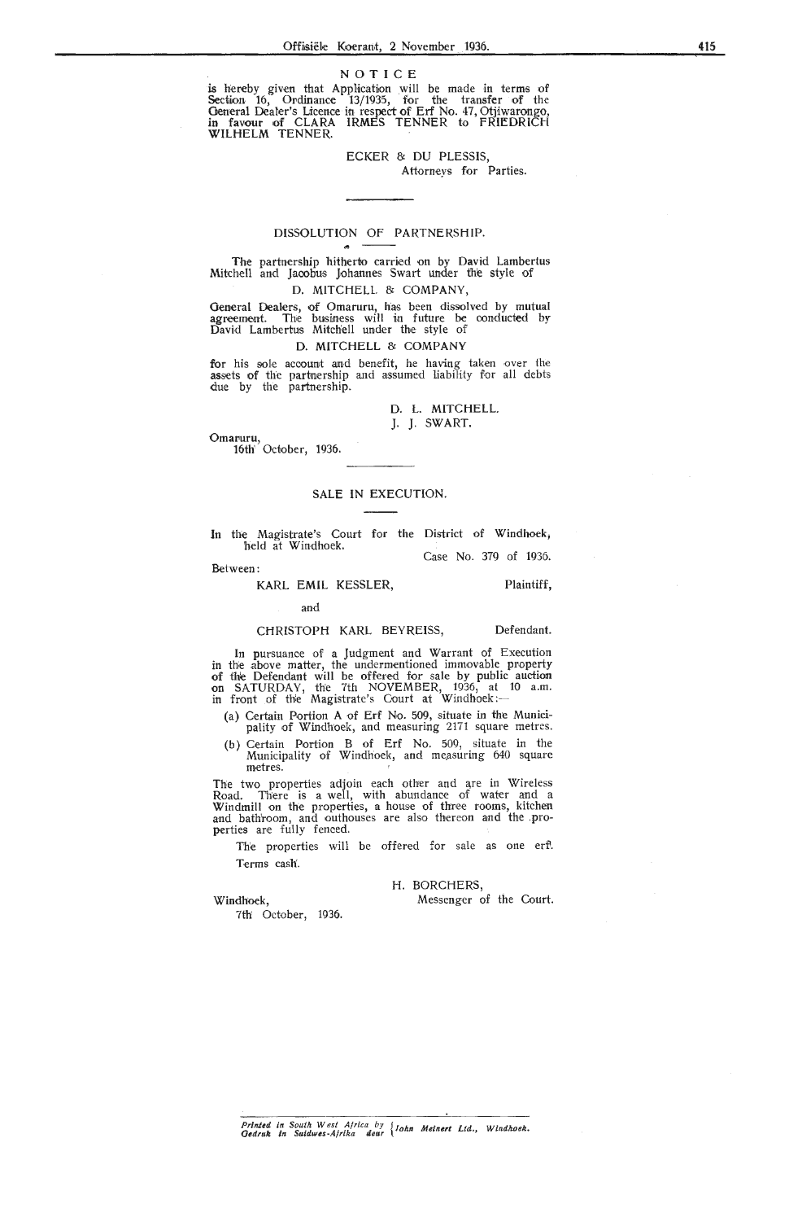## NOTICE

is hereby given that Application will be made in terms of Section 16, Ordinance 13/1935, for the transfer of the General Dealer's Licence in respect of Erf No. 47, Otjiwarongo, in favour of CLARA IRMES TENNER to FRIEDRICH WILHELM TENNER.

ECKER & DU PLESSIS,
Attorneys for Parties.

---

## DISSOLUTION OF PARTNERSHIP.

The partnership hitherto carried on by David Lambertus Mitchell and Jacobus Johannes Swart under the style of

D. MITCHELL & COMPANY,

General Dealers, of Omaruru, has been dissolved by mutual agreement. The business will in future be conducted by David Lambertus Mitchell under the style of

D. MITCHELL & COMPANY

for his sole account and benefit, he having taken over the assets of the partnership and assumed liability for all debts due by the partnership.

D. L. MITCHELL.
J. J. SWART.

Omaruru,
16th October, 1936.

---

## SALE IN EXECUTION.

In the Magistrate's Court for the District of Windhoek, held at Windhoek.

Case No. 379 of 1936.

Between:

KARL EMIL KESSLER, Plaintiff,

and

CHRISTOPH KARL BEYREISS, Defendant.

In pursuance of a Judgment and Warrant of Execution in the above matter, the undermentioned immovable property of the Defendant will be offered for sale by public auction on SATURDAY, the 7th NOVEMBER, 1936, at 10 a.m. in front of the Magistrate's Court at Windhoek:—

(a) Certain Portion A of Erf No. 509, situate in the Municipality of Windhoek, and measuring 2171 square metres.

(b) Certain Portion B of Erf No. 509, situate in the Municipality of Windhoek, and measuring 640 square metres.

The two properties adjoin each other and are in Wireless Road. There is a well, with abundance of water and a Windmill on the properties, a house of three rooms, kitchen and bathroom, and outhouses are also thereon and the properties are fully fenced.

The properties will be offered for sale as one erf.

Terms cash.

H. BORCHERS,
Messenger of the Court.

Windhoek,
7th October, 1936.

---

*Printed in South West Africa by / Gedruk in Suidwes-Afrika deur* John Meinert Ltd., Windhoek.